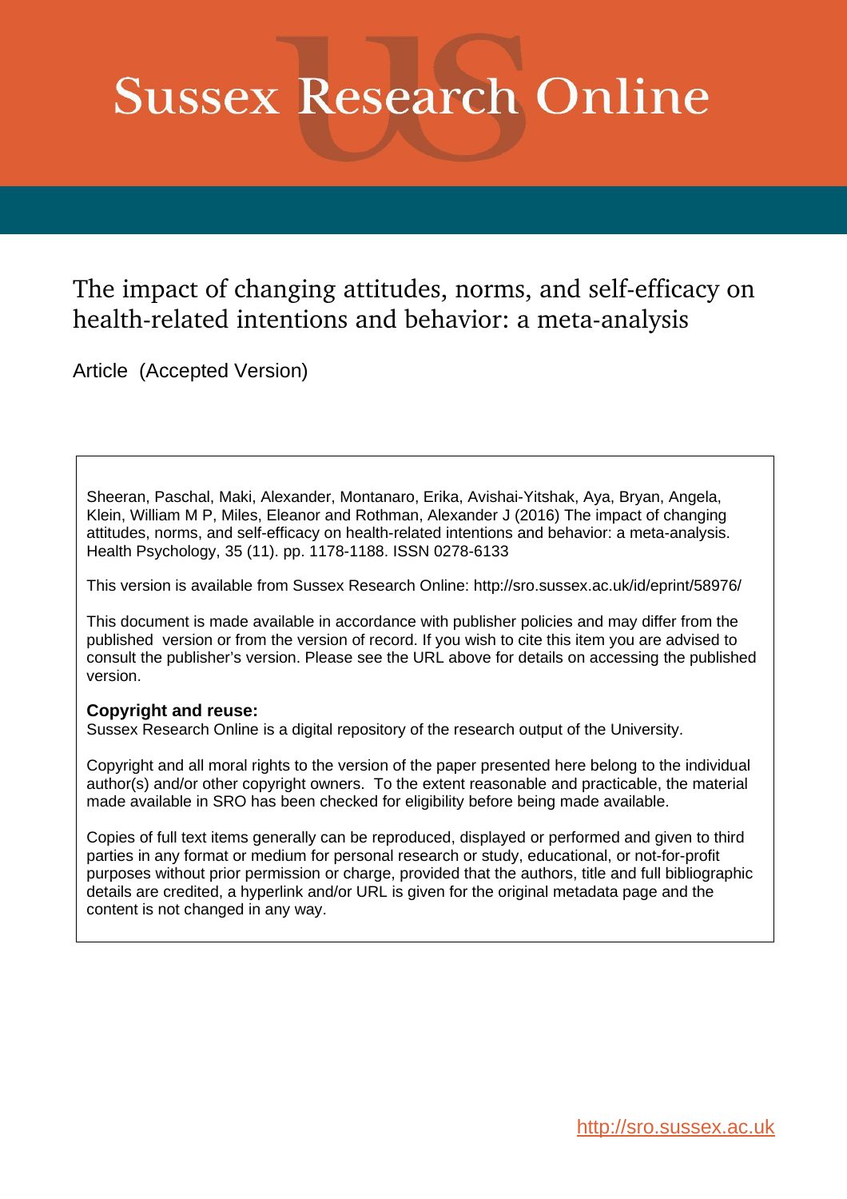# Sussex Research Online

## The impact of changing attitudes, norms, and self-efficacy on health-related intentions and behavior: a meta-analysis

Article (Accepted Version)

Sheeran, Paschal, Maki, Alexander, Montanaro, Erika, Avishai-Yitshak, Aya, Bryan, Angela, Klein, William M P, Miles, Eleanor and Rothman, Alexander J (2016) The impact of changing attitudes, norms, and self-efficacy on health-related intentions and behavior: a meta-analysis. Health Psychology, 35 (11). pp. 1178-1188. ISSN 0278-6133

This version is available from Sussex Research Online: http://sro.sussex.ac.uk/id/eprint/58976/

This document is made available in accordance with publisher policies and may differ from the published version or from the version of record. If you wish to cite this item you are advised to consult the publisher's version. Please see the URL above for details on accessing the published version.

**Copyright and reuse:**
Sussex Research Online is a digital repository of the research output of the University.

Copyright and all moral rights to the version of the paper presented here belong to the individual author(s) and/or other copyright owners. To the extent reasonable and practicable, the material made available in SRO has been checked for eligibility before being made available.

Copies of full text items generally can be reproduced, displayed or performed and given to third parties in any format or medium for personal research or study, educational, or not-for-profit purposes without prior permission or charge, provided that the authors, title and full bibliographic details are credited, a hyperlink and/or URL is given for the original metadata page and the content is not changed in any way.

http://sro.sussex.ac.uk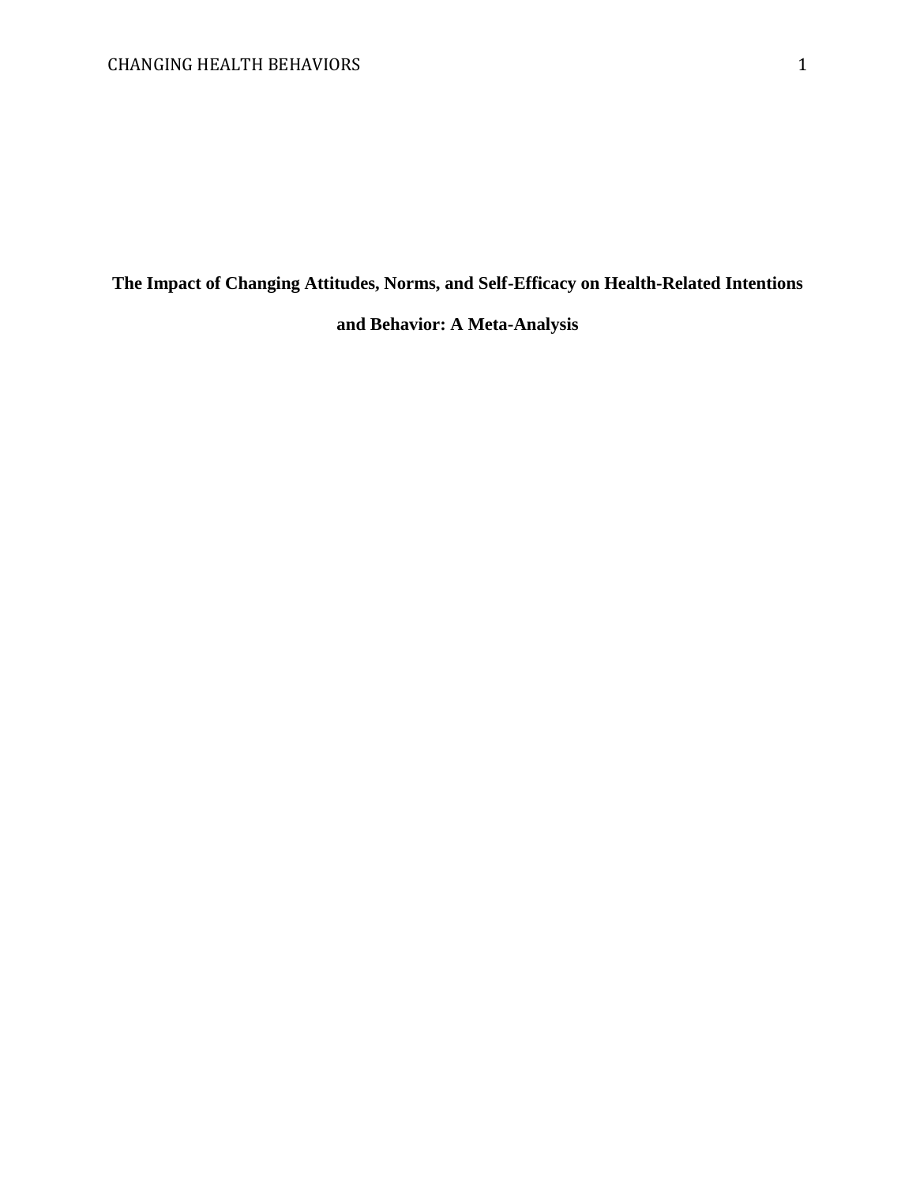**The Impact of Changing Attitudes, Norms, and Self-Efficacy on Health-Related Intentions and Behavior: A Meta-Analysis**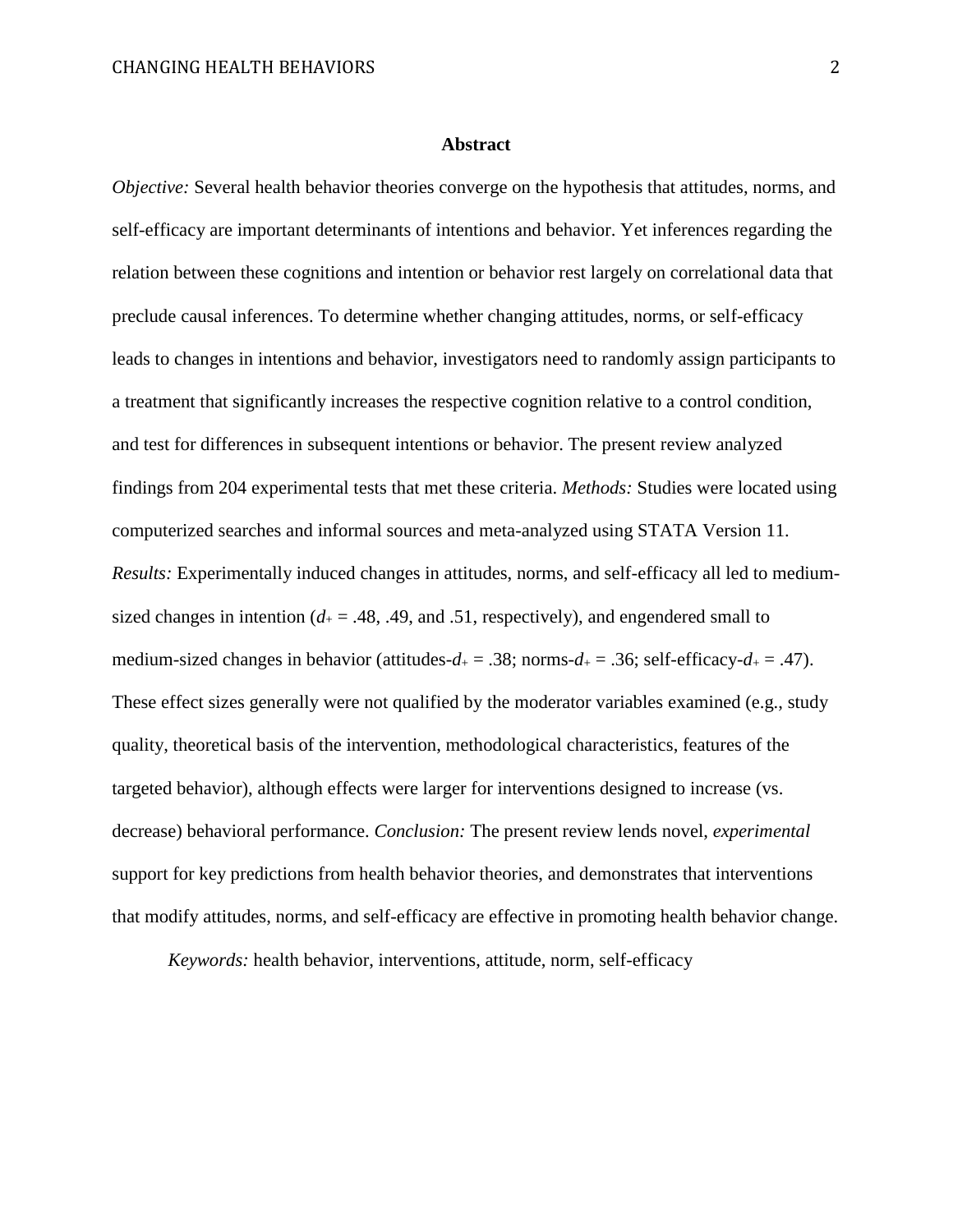## Abstract

*Objective:* Several health behavior theories converge on the hypothesis that attitudes, norms, and self-efficacy are important determinants of intentions and behavior. Yet inferences regarding the relation between these cognitions and intention or behavior rest largely on correlational data that preclude causal inferences. To determine whether changing attitudes, norms, or self-efficacy leads to changes in intentions and behavior, investigators need to randomly assign participants to a treatment that significantly increases the respective cognition relative to a control condition, and test for differences in subsequent intentions or behavior. The present review analyzed findings from 204 experimental tests that met these criteria. *Methods:* Studies were located using computerized searches and informal sources and meta-analyzed using STATA Version 11. *Results:* Experimentally induced changes in attitudes, norms, and self-efficacy all led to medium-sized changes in intention ($d_+$ = .48, .49, and .51, respectively), and engendered small to medium-sized changes in behavior (attitudes-$d_+$ = .38; norms-$d_+$ = .36; self-efficacy-$d_+$ = .47). These effect sizes generally were not qualified by the moderator variables examined (e.g., study quality, theoretical basis of the intervention, methodological characteristics, features of the targeted behavior), although effects were larger for interventions designed to increase (vs. decrease) behavioral performance. *Conclusion:* The present review lends novel, *experimental* support for key predictions from health behavior theories, and demonstrates that interventions that modify attitudes, norms, and self-efficacy are effective in promoting health behavior change.

*Keywords:* health behavior, interventions, attitude, norm, self-efficacy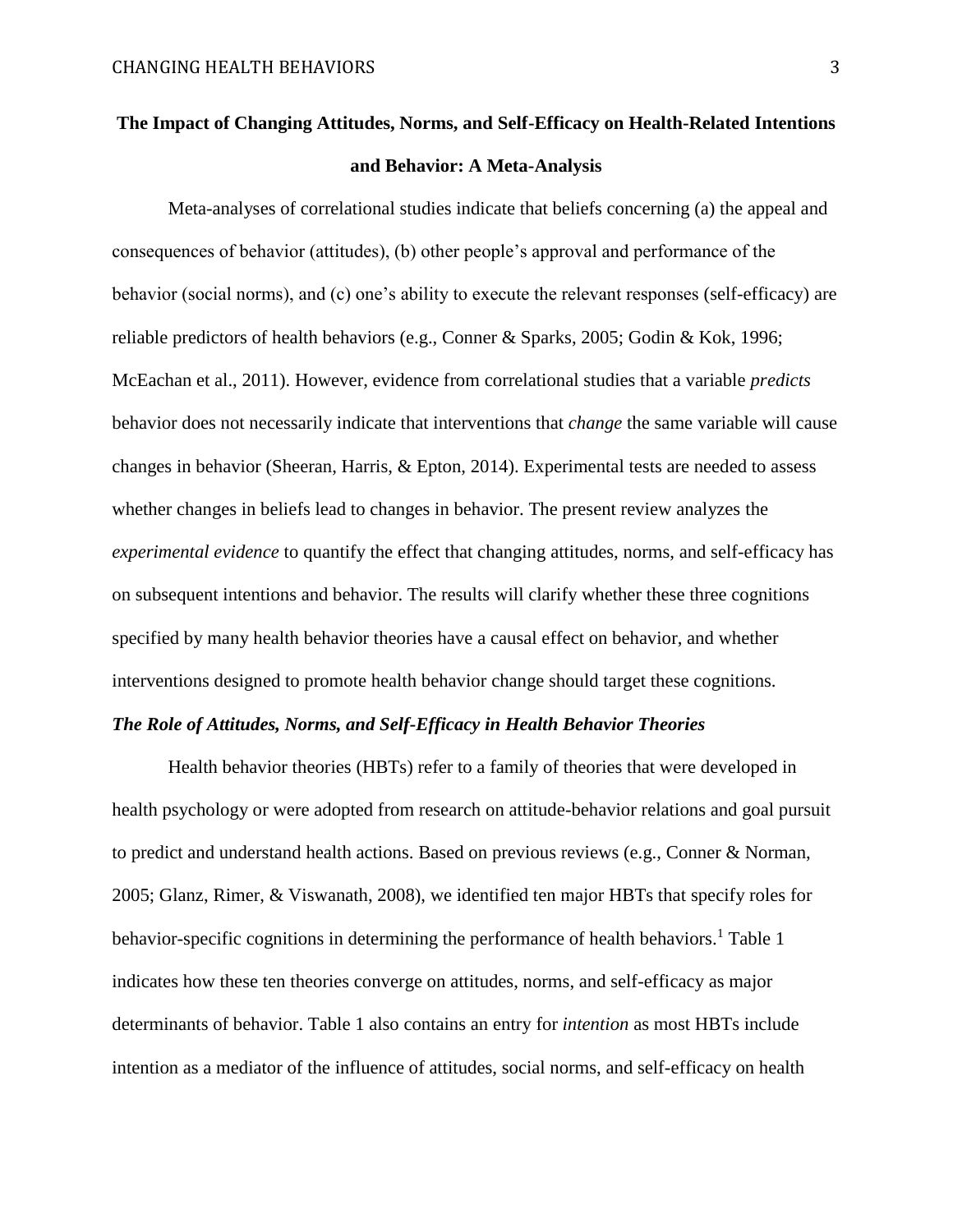# The Impact of Changing Attitudes, Norms, and Self-Efficacy on Health-Related Intentions and Behavior: A Meta-Analysis

Meta-analyses of correlational studies indicate that beliefs concerning (a) the appeal and consequences of behavior (attitudes), (b) other people's approval and performance of the behavior (social norms), and (c) one's ability to execute the relevant responses (self-efficacy) are reliable predictors of health behaviors (e.g., Conner & Sparks, 2005; Godin & Kok, 1996; McEachan et al., 2011). However, evidence from correlational studies that a variable *predicts* behavior does not necessarily indicate that interventions that *change* the same variable will cause changes in behavior (Sheeran, Harris, & Epton, 2014). Experimental tests are needed to assess whether changes in beliefs lead to changes in behavior. The present review analyzes the *experimental evidence* to quantify the effect that changing attitudes, norms, and self-efficacy has on subsequent intentions and behavior. The results will clarify whether these three cognitions specified by many health behavior theories have a causal effect on behavior, and whether interventions designed to promote health behavior change should target these cognitions.

### *The Role of Attitudes, Norms, and Self-Efficacy in Health Behavior Theories*

Health behavior theories (HBTs) refer to a family of theories that were developed in health psychology or were adopted from research on attitude-behavior relations and goal pursuit to predict and understand health actions. Based on previous reviews (e.g., Conner & Norman, 2005; Glanz, Rimer, & Viswanath, 2008), we identified ten major HBTs that specify roles for behavior-specific cognitions in determining the performance of health behaviors.[1] Table 1 indicates how these ten theories converge on attitudes, norms, and self-efficacy as major determinants of behavior. Table 1 also contains an entry for *intention* as most HBTs include intention as a mediator of the influence of attitudes, social norms, and self-efficacy on health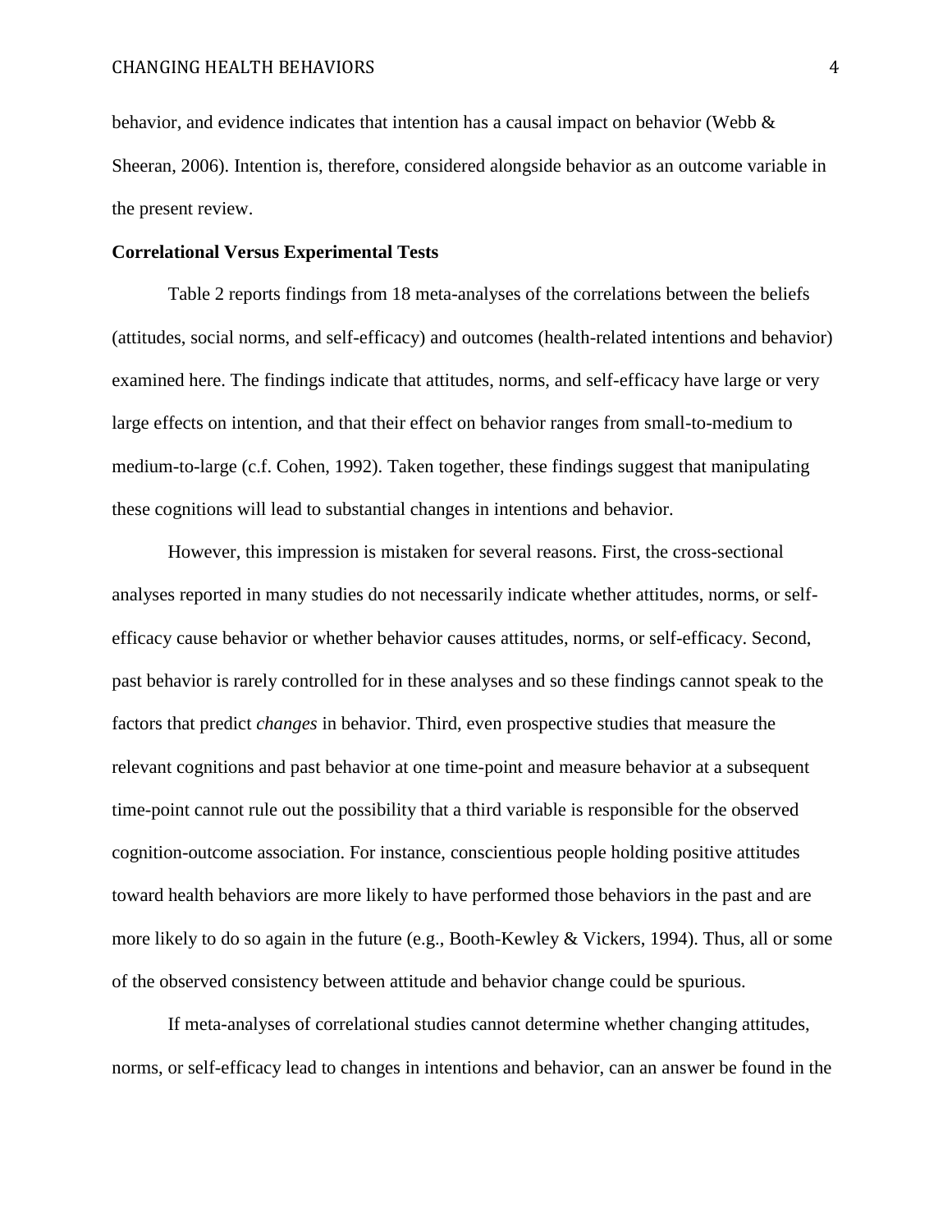behavior, and evidence indicates that intention has a causal impact on behavior (Webb & Sheeran, 2006). Intention is, therefore, considered alongside behavior as an outcome variable in the present review.

**Correlational Versus Experimental Tests**

Table 2 reports findings from 18 meta-analyses of the correlations between the beliefs (attitudes, social norms, and self-efficacy) and outcomes (health-related intentions and behavior) examined here. The findings indicate that attitudes, norms, and self-efficacy have large or very large effects on intention, and that their effect on behavior ranges from small-to-medium to medium-to-large (c.f. Cohen, 1992). Taken together, these findings suggest that manipulating these cognitions will lead to substantial changes in intentions and behavior.

However, this impression is mistaken for several reasons. First, the cross-sectional analyses reported in many studies do not necessarily indicate whether attitudes, norms, or self-efficacy cause behavior or whether behavior causes attitudes, norms, or self-efficacy. Second, past behavior is rarely controlled for in these analyses and so these findings cannot speak to the factors that predict *changes* in behavior. Third, even prospective studies that measure the relevant cognitions and past behavior at one time-point and measure behavior at a subsequent time-point cannot rule out the possibility that a third variable is responsible for the observed cognition-outcome association. For instance, conscientious people holding positive attitudes toward health behaviors are more likely to have performed those behaviors in the past and are more likely to do so again in the future (e.g., Booth-Kewley & Vickers, 1994). Thus, all or some of the observed consistency between attitude and behavior change could be spurious.

If meta-analyses of correlational studies cannot determine whether changing attitudes, norms, or self-efficacy lead to changes in intentions and behavior, can an answer be found in the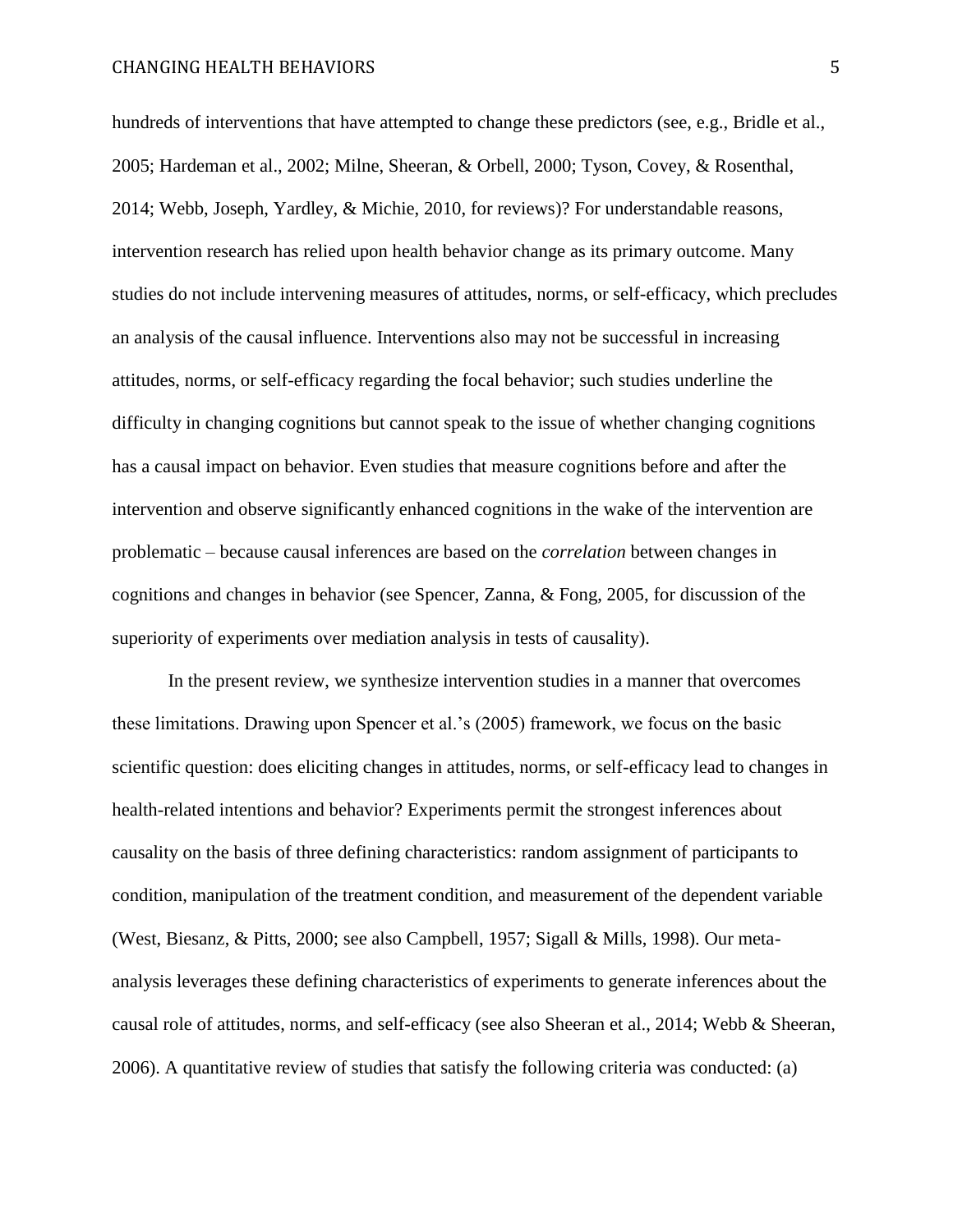hundreds of interventions that have attempted to change these predictors (see, e.g., Bridle et al., 2005; Hardeman et al., 2002; Milne, Sheeran, & Orbell, 2000; Tyson, Covey, & Rosenthal, 2014; Webb, Joseph, Yardley, & Michie, 2010, for reviews)? For understandable reasons, intervention research has relied upon health behavior change as its primary outcome. Many studies do not include intervening measures of attitudes, norms, or self-efficacy, which precludes an analysis of the causal influence. Interventions also may not be successful in increasing attitudes, norms, or self-efficacy regarding the focal behavior; such studies underline the difficulty in changing cognitions but cannot speak to the issue of whether changing cognitions has a causal impact on behavior. Even studies that measure cognitions before and after the intervention and observe significantly enhanced cognitions in the wake of the intervention are problematic – because causal inferences are based on the *correlation* between changes in cognitions and changes in behavior (see Spencer, Zanna, & Fong, 2005, for discussion of the superiority of experiments over mediation analysis in tests of causality).

In the present review, we synthesize intervention studies in a manner that overcomes these limitations. Drawing upon Spencer et al.'s (2005) framework, we focus on the basic scientific question: does eliciting changes in attitudes, norms, or self-efficacy lead to changes in health-related intentions and behavior? Experiments permit the strongest inferences about causality on the basis of three defining characteristics: random assignment of participants to condition, manipulation of the treatment condition, and measurement of the dependent variable (West, Biesanz, & Pitts, 2000; see also Campbell, 1957; Sigall & Mills, 1998). Our meta-analysis leverages these defining characteristics of experiments to generate inferences about the causal role of attitudes, norms, and self-efficacy (see also Sheeran et al., 2014; Webb & Sheeran, 2006). A quantitative review of studies that satisfy the following criteria was conducted: (a)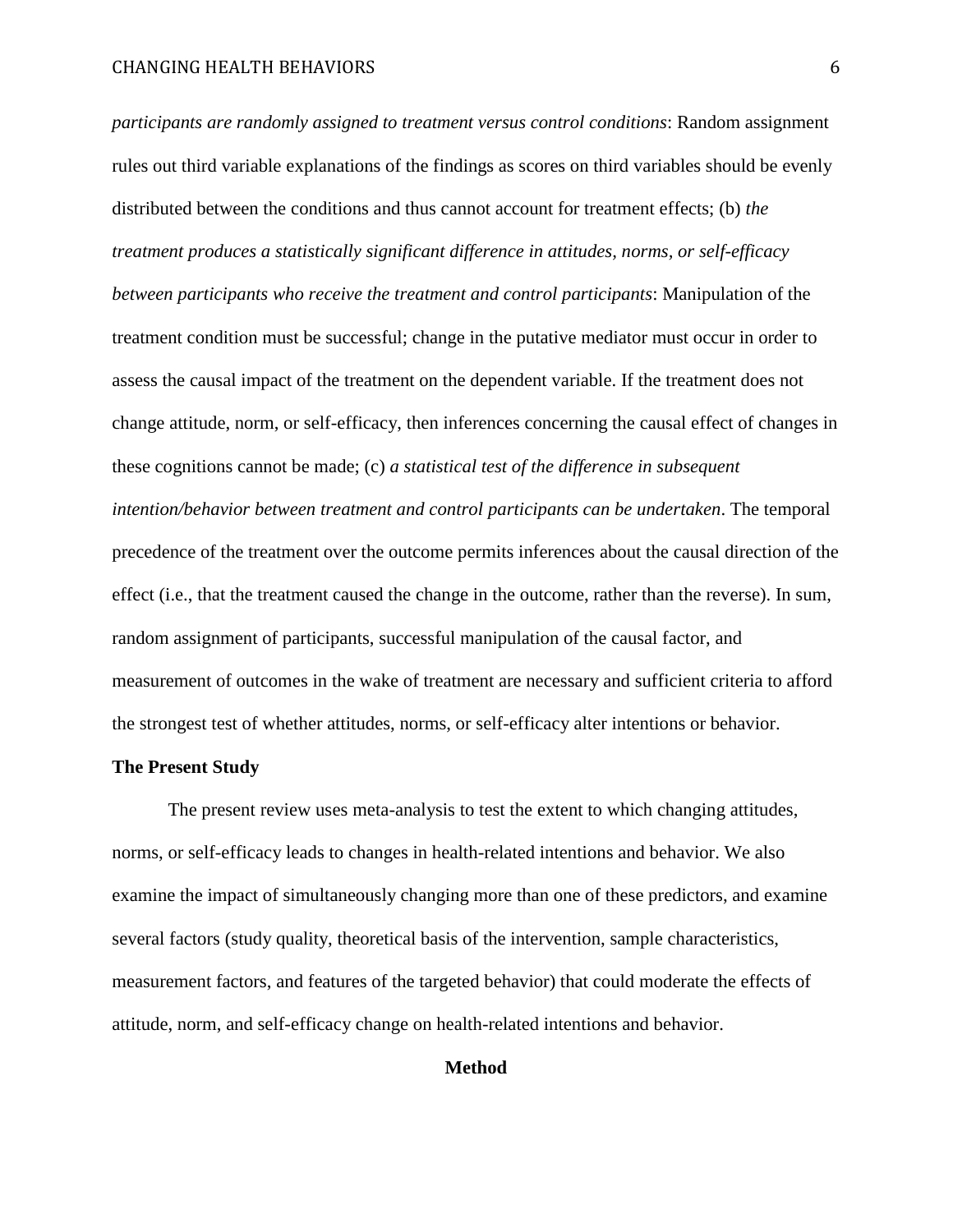*participants are randomly assigned to treatment versus control conditions*: Random assignment rules out third variable explanations of the findings as scores on third variables should be evenly distributed between the conditions and thus cannot account for treatment effects; (b) *the treatment produces a statistically significant difference in attitudes, norms, or self-efficacy between participants who receive the treatment and control participants*: Manipulation of the treatment condition must be successful; change in the putative mediator must occur in order to assess the causal impact of the treatment on the dependent variable. If the treatment does not change attitude, norm, or self-efficacy, then inferences concerning the causal effect of changes in these cognitions cannot be made; (c) *a statistical test of the difference in subsequent intention/behavior between treatment and control participants can be undertaken*. The temporal precedence of the treatment over the outcome permits inferences about the causal direction of the effect (i.e., that the treatment caused the change in the outcome, rather than the reverse). In sum, random assignment of participants, successful manipulation of the causal factor, and measurement of outcomes in the wake of treatment are necessary and sufficient criteria to afford the strongest test of whether attitudes, norms, or self-efficacy alter intentions or behavior.

## The Present Study

The present review uses meta-analysis to test the extent to which changing attitudes, norms, or self-efficacy leads to changes in health-related intentions and behavior. We also examine the impact of simultaneously changing more than one of these predictors, and examine several factors (study quality, theoretical basis of the intervention, sample characteristics, measurement factors, and features of the targeted behavior) that could moderate the effects of attitude, norm, and self-efficacy change on health-related intentions and behavior.

# Method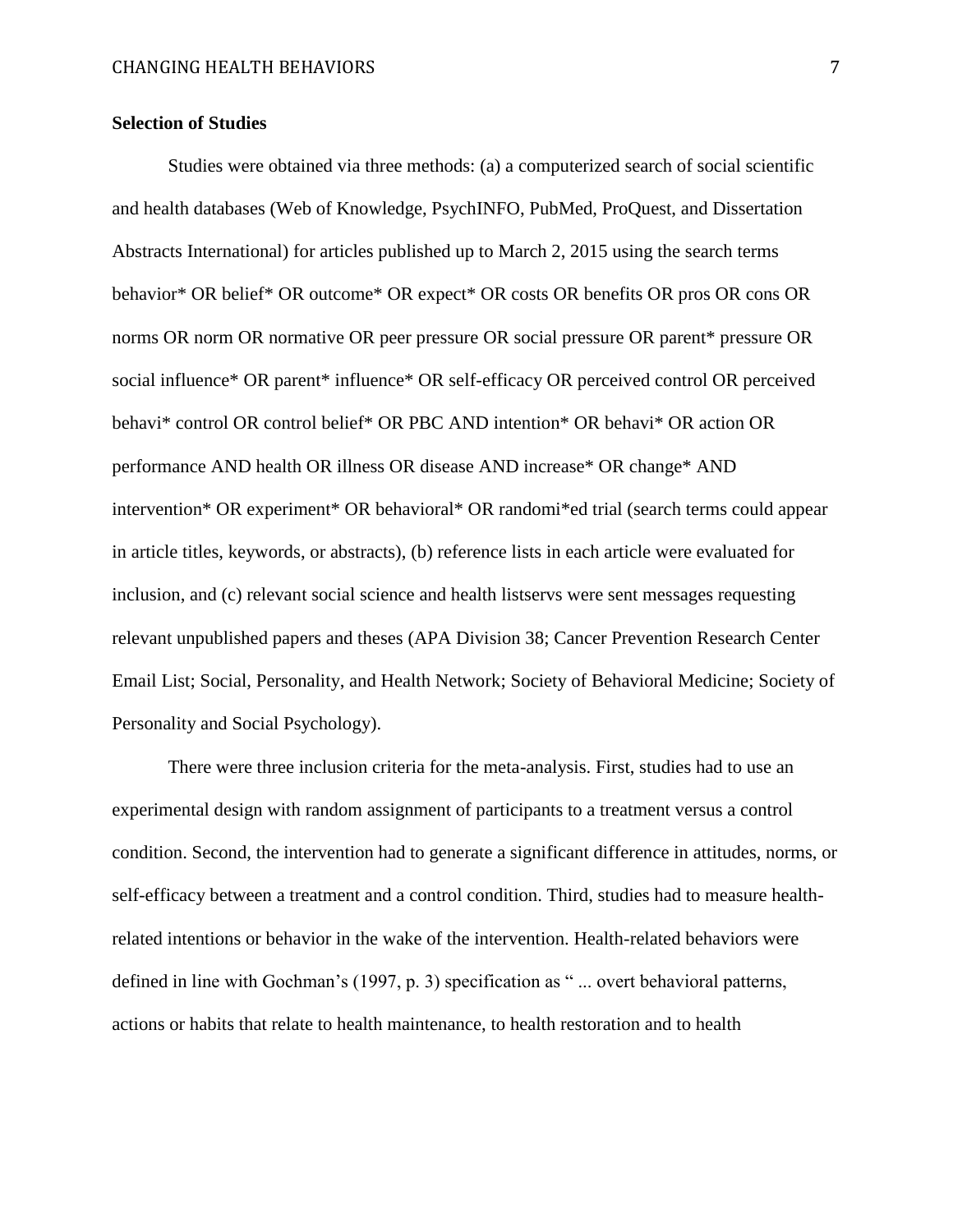**Selection of Studies**

Studies were obtained via three methods: (a) a computerized search of social scientific and health databases (Web of Knowledge, PsychINFO, PubMed, ProQuest, and Dissertation Abstracts International) for articles published up to March 2, 2015 using the search terms behavior* OR belief* OR outcome* OR expect* OR costs OR benefits OR pros OR cons OR norms OR norm OR normative OR peer pressure OR social pressure OR parent* pressure OR social influence* OR parent* influence* OR self-efficacy OR perceived control OR perceived behavi* control OR control belief* OR PBC AND intention* OR behavi* OR action OR performance AND health OR illness OR disease AND increase* OR change* AND intervention* OR experiment* OR behavioral* OR randomi*ed trial (search terms could appear in article titles, keywords, or abstracts), (b) reference lists in each article were evaluated for inclusion, and (c) relevant social science and health listservs were sent messages requesting relevant unpublished papers and theses (APA Division 38; Cancer Prevention Research Center Email List; Social, Personality, and Health Network; Society of Behavioral Medicine; Society of Personality and Social Psychology).

There were three inclusion criteria for the meta-analysis. First, studies had to use an experimental design with random assignment of participants to a treatment versus a control condition. Second, the intervention had to generate a significant difference in attitudes, norms, or self-efficacy between a treatment and a control condition. Third, studies had to measure health-related intentions or behavior in the wake of the intervention. Health-related behaviors were defined in line with Gochman's (1997, p. 3) specification as " ... overt behavioral patterns, actions or habits that relate to health maintenance, to health restoration and to health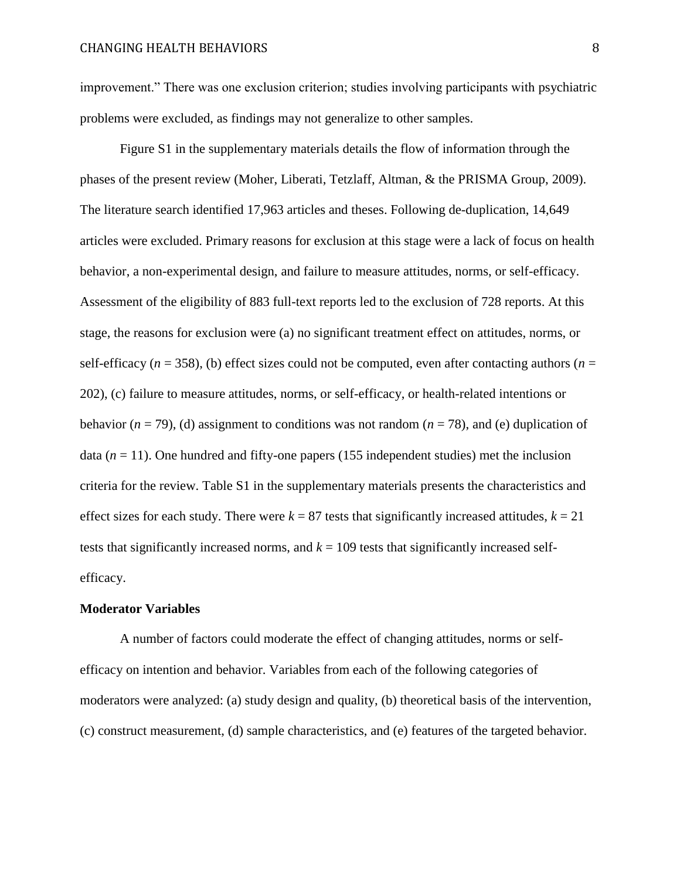improvement." There was one exclusion criterion; studies involving participants with psychiatric problems were excluded, as findings may not generalize to other samples.

Figure S1 in the supplementary materials details the flow of information through the phases of the present review (Moher, Liberati, Tetzlaff, Altman, & the PRISMA Group, 2009). The literature search identified 17,963 articles and theses. Following de-duplication, 14,649 articles were excluded. Primary reasons for exclusion at this stage were a lack of focus on health behavior, a non-experimental design, and failure to measure attitudes, norms, or self-efficacy. Assessment of the eligibility of 883 full-text reports led to the exclusion of 728 reports. At this stage, the reasons for exclusion were (a) no significant treatment effect on attitudes, norms, or self-efficacy ($n$ = 358), (b) effect sizes could not be computed, even after contacting authors ($n$ = 202), (c) failure to measure attitudes, norms, or self-efficacy, or health-related intentions or behavior ($n$ = 79), (d) assignment to conditions was not random ($n$ = 78), and (e) duplication of data ($n$ = 11). One hundred and fifty-one papers (155 independent studies) met the inclusion criteria for the review. Table S1 in the supplementary materials presents the characteristics and effect sizes for each study. There were $k$ = 87 tests that significantly increased attitudes, $k$ = 21 tests that significantly increased norms, and $k$ = 109 tests that significantly increased self-efficacy.

**Moderator Variables**

A number of factors could moderate the effect of changing attitudes, norms or self-efficacy on intention and behavior. Variables from each of the following categories of moderators were analyzed: (a) study design and quality, (b) theoretical basis of the intervention, (c) construct measurement, (d) sample characteristics, and (e) features of the targeted behavior.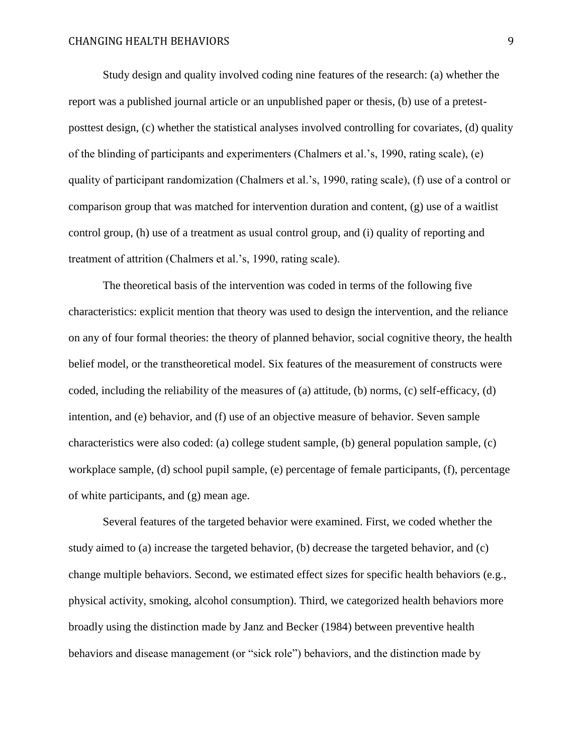Study design and quality involved coding nine features of the research: (a) whether the report was a published journal article or an unpublished paper or thesis, (b) use of a pretest-posttest design, (c) whether the statistical analyses involved controlling for covariates, (d) quality of the blinding of participants and experimenters (Chalmers et al.'s, 1990, rating scale), (e) quality of participant randomization (Chalmers et al.'s, 1990, rating scale), (f) use of a control or comparison group that was matched for intervention duration and content, (g) use of a waitlist control group, (h) use of a treatment as usual control group, and (i) quality of reporting and treatment of attrition (Chalmers et al.'s, 1990, rating scale).

The theoretical basis of the intervention was coded in terms of the following five characteristics: explicit mention that theory was used to design the intervention, and the reliance on any of four formal theories: the theory of planned behavior, social cognitive theory, the health belief model, or the transtheoretical model. Six features of the measurement of constructs were coded, including the reliability of the measures of (a) attitude, (b) norms, (c) self-efficacy, (d) intention, and (e) behavior, and (f) use of an objective measure of behavior. Seven sample characteristics were also coded: (a) college student sample, (b) general population sample, (c) workplace sample, (d) school pupil sample, (e) percentage of female participants, (f), percentage of white participants, and (g) mean age.

Several features of the targeted behavior were examined. First, we coded whether the study aimed to (a) increase the targeted behavior, (b) decrease the targeted behavior, and (c) change multiple behaviors. Second, we estimated effect sizes for specific health behaviors (e.g., physical activity, smoking, alcohol consumption). Third, we categorized health behaviors more broadly using the distinction made by Janz and Becker (1984) between preventive health behaviors and disease management (or "sick role") behaviors, and the distinction made by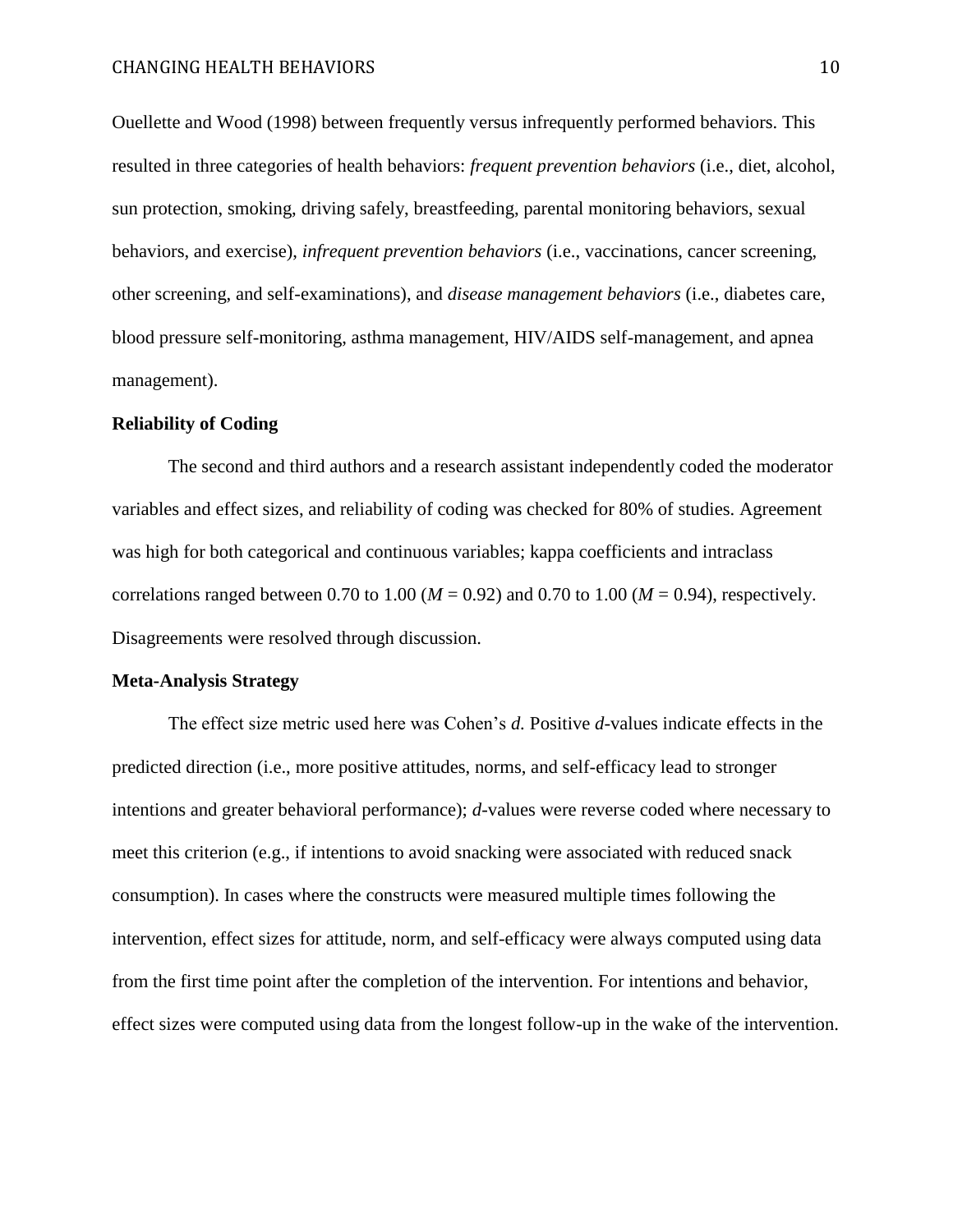Ouellette and Wood (1998) between frequently versus infrequently performed behaviors. This resulted in three categories of health behaviors: *frequent prevention behaviors* (i.e., diet, alcohol, sun protection, smoking, driving safely, breastfeeding, parental monitoring behaviors, sexual behaviors, and exercise), *infrequent prevention behaviors* (i.e., vaccinations, cancer screening, other screening, and self-examinations), and *disease management behaviors* (i.e., diabetes care, blood pressure self-monitoring, asthma management, HIV/AIDS self-management, and apnea management).

### Reliability of Coding

The second and third authors and a research assistant independently coded the moderator variables and effect sizes, and reliability of coding was checked for 80% of studies. Agreement was high for both categorical and continuous variables; kappa coefficients and intraclass correlations ranged between 0.70 to 1.00 ($M$ = 0.92) and 0.70 to 1.00 ($M$ = 0.94), respectively. Disagreements were resolved through discussion.

### Meta-Analysis Strategy

The effect size metric used here was Cohen's *d.* Positive *d*-values indicate effects in the predicted direction (i.e., more positive attitudes, norms, and self-efficacy lead to stronger intentions and greater behavioral performance); *d*-values were reverse coded where necessary to meet this criterion (e.g., if intentions to avoid snacking were associated with reduced snack consumption). In cases where the constructs were measured multiple times following the intervention, effect sizes for attitude, norm, and self-efficacy were always computed using data from the first time point after the completion of the intervention. For intentions and behavior, effect sizes were computed using data from the longest follow-up in the wake of the intervention.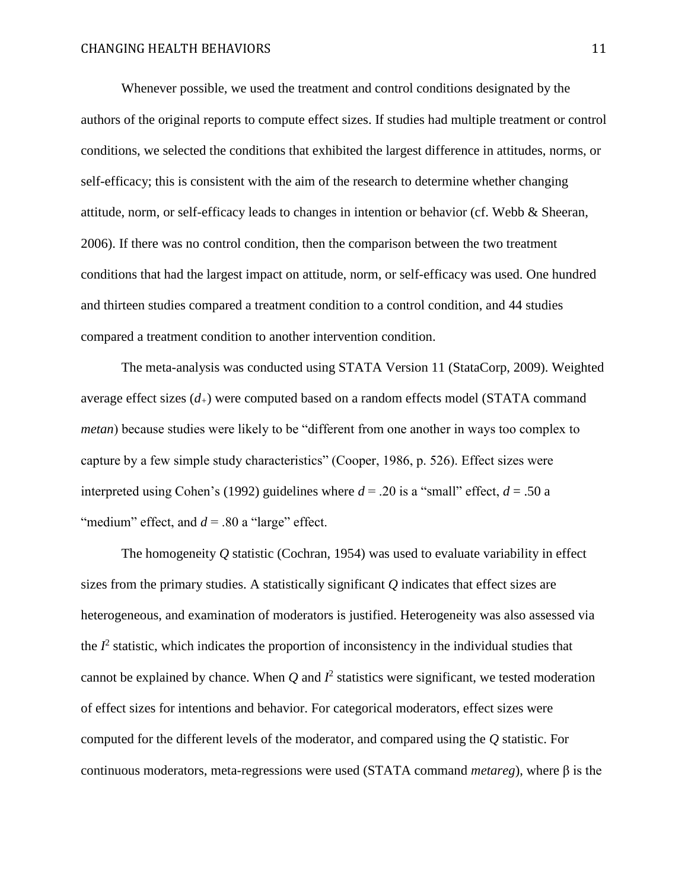Whenever possible, we used the treatment and control conditions designated by the authors of the original reports to compute effect sizes. If studies had multiple treatment or control conditions, we selected the conditions that exhibited the largest difference in attitudes, norms, or self-efficacy; this is consistent with the aim of the research to determine whether changing attitude, norm, or self-efficacy leads to changes in intention or behavior (cf. Webb & Sheeran, 2006). If there was no control condition, then the comparison between the two treatment conditions that had the largest impact on attitude, norm, or self-efficacy was used. One hundred and thirteen studies compared a treatment condition to a control condition, and 44 studies compared a treatment condition to another intervention condition.

The meta-analysis was conducted using STATA Version 11 (StataCorp, 2009). Weighted average effect sizes ($d_+$) were computed based on a random effects model (STATA command *metan*) because studies were likely to be "different from one another in ways too complex to capture by a few simple study characteristics" (Cooper, 1986, p. 526). Effect sizes were interpreted using Cohen's (1992) guidelines where $d = .20$ is a "small" effect, $d = .50$ a "medium" effect, and $d = .80$ a "large" effect.

The homogeneity $Q$ statistic (Cochran, 1954) was used to evaluate variability in effect sizes from the primary studies. A statistically significant $Q$ indicates that effect sizes are heterogeneous, and examination of moderators is justified. Heterogeneity was also assessed via the $I^2$ statistic, which indicates the proportion of inconsistency in the individual studies that cannot be explained by chance. When $Q$ and $I^2$ statistics were significant, we tested moderation of effect sizes for intentions and behavior. For categorical moderators, effect sizes were computed for the different levels of the moderator, and compared using the $Q$ statistic. For continuous moderators, meta-regressions were used (STATA command *metareg*), where $\beta$ is the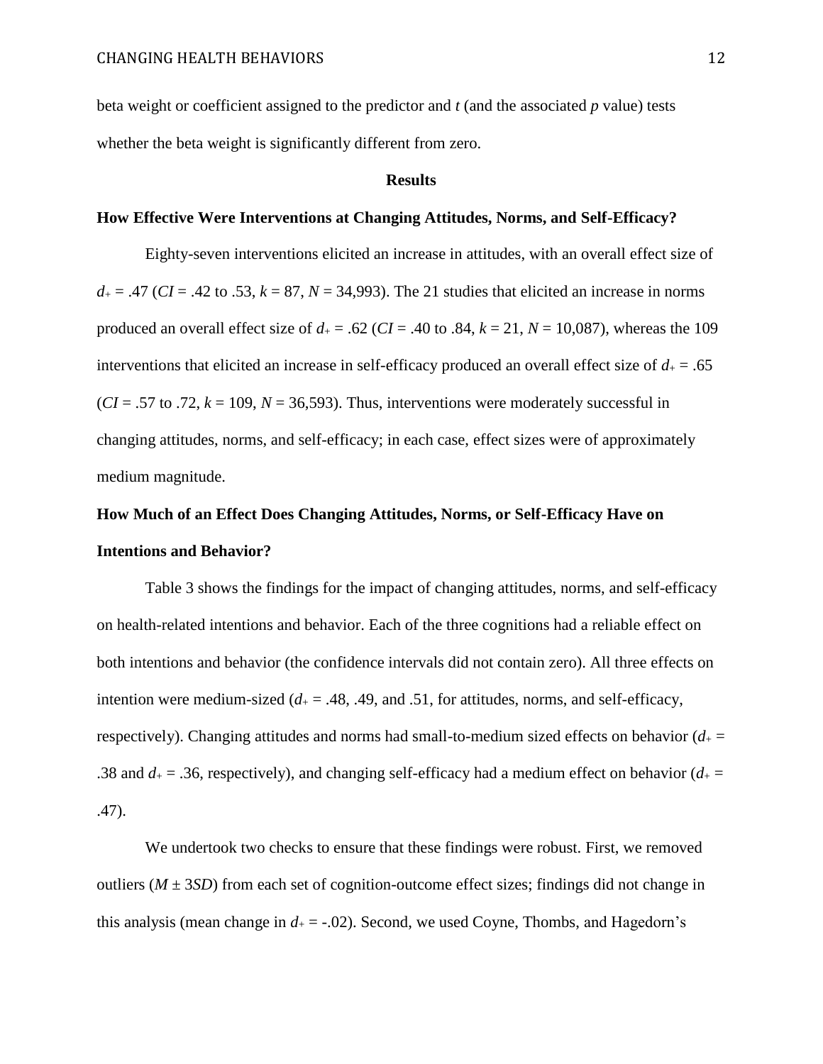beta weight or coefficient assigned to the predictor and $t$ (and the associated $p$ value) tests whether the beta weight is significantly different from zero.

## Results

### How Effective Were Interventions at Changing Attitudes, Norms, and Self-Efficacy?

Eighty-seven interventions elicited an increase in attitudes, with an overall effect size of $d_+ = .47$ ($CI = .42$ to $.53$, $k = 87$, $N = 34{,}993$). The 21 studies that elicited an increase in norms produced an overall effect size of $d_+ = .62$ ($CI = .40$ to $.84$, $k = 21$, $N = 10{,}087$), whereas the 109 interventions that elicited an increase in self-efficacy produced an overall effect size of $d_+ = .65$ ($CI = .57$ to $.72$, $k = 109$, $N = 36{,}593$). Thus, interventions were moderately successful in changing attitudes, norms, and self-efficacy; in each case, effect sizes were of approximately medium magnitude.

### How Much of an Effect Does Changing Attitudes, Norms, or Self-Efficacy Have on Intentions and Behavior?

Table 3 shows the findings for the impact of changing attitudes, norms, and self-efficacy on health-related intentions and behavior. Each of the three cognitions had a reliable effect on both intentions and behavior (the confidence intervals did not contain zero). All three effects on intention were medium-sized ($d_+ = .48$, $.49$, and $.51$, for attitudes, norms, and self-efficacy, respectively). Changing attitudes and norms had small-to-medium sized effects on behavior ($d_+ = .38$ and $d_+ = .36$, respectively), and changing self-efficacy had a medium effect on behavior ($d_+ = .47$).

We undertook two checks to ensure that these findings were robust. First, we removed outliers ($M \pm 3SD$) from each set of cognition-outcome effect sizes; findings did not change in this analysis (mean change in $d_+ = -.02$). Second, we used Coyne, Thombs, and Hagedorn's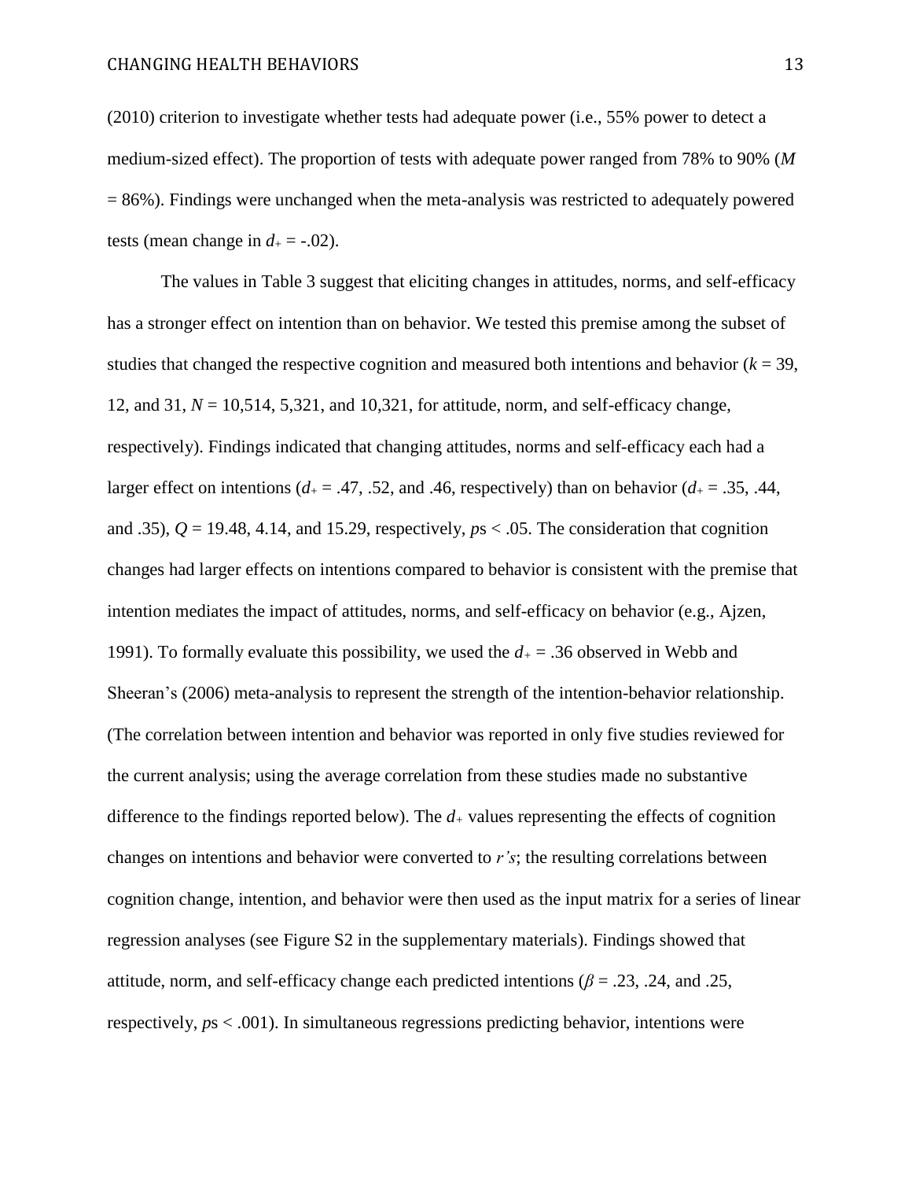(2010) criterion to investigate whether tests had adequate power (i.e., 55% power to detect a medium-sized effect). The proportion of tests with adequate power ranged from 78% to 90% ($M$ = 86%). Findings were unchanged when the meta-analysis was restricted to adequately powered tests (mean change in $d_+ = -.02$).

The values in Table 3 suggest that eliciting changes in attitudes, norms, and self-efficacy has a stronger effect on intention than on behavior. We tested this premise among the subset of studies that changed the respective cognition and measured both intentions and behavior ($k$ = 39, 12, and 31, $N$ = 10,514, 5,321, and 10,321, for attitude, norm, and self-efficacy change, respectively). Findings indicated that changing attitudes, norms and self-efficacy each had a larger effect on intentions ($d_+$ = .47, .52, and .46, respectively) than on behavior ($d_+$ = .35, .44, and .35), $Q$ = 19.48, 4.14, and 15.29, respectively, $p$s < .05. The consideration that cognition changes had larger effects on intentions compared to behavior is consistent with the premise that intention mediates the impact of attitudes, norms, and self-efficacy on behavior (e.g., Ajzen, 1991). To formally evaluate this possibility, we used the $d_+ = .36$ observed in Webb and Sheeran's (2006) meta-analysis to represent the strength of the intention-behavior relationship. (The correlation between intention and behavior was reported in only five studies reviewed for the current analysis; using the average correlation from these studies made no substantive difference to the findings reported below). The $d_+$ values representing the effects of cognition changes on intentions and behavior were converted to $r$'s; the resulting correlations between cognition change, intention, and behavior were then used as the input matrix for a series of linear regression analyses (see Figure S2 in the supplementary materials). Findings showed that attitude, norm, and self-efficacy change each predicted intentions ($\beta$ = .23, .24, and .25, respectively, $p$s < .001). In simultaneous regressions predicting behavior, intentions were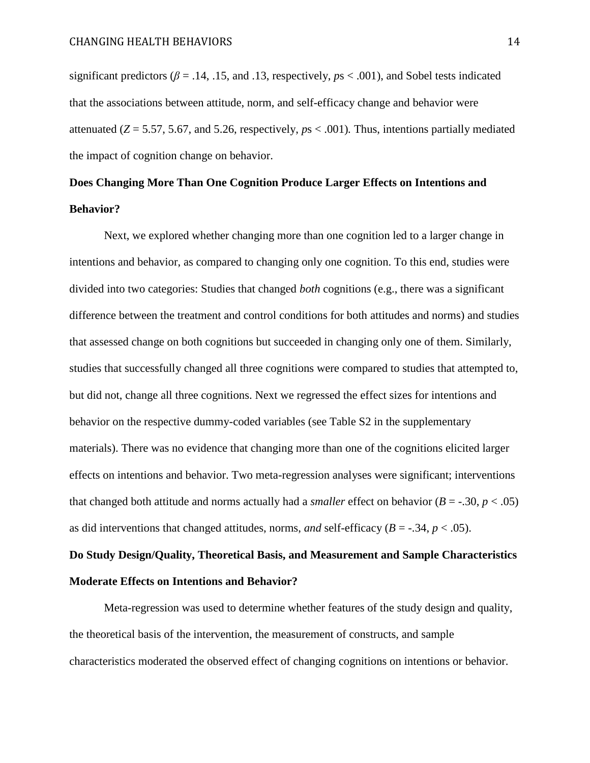significant predictors ($\beta$ = .14, .15, and .13, respectively, *p*s < .001), and Sobel tests indicated that the associations between attitude, norm, and self-efficacy change and behavior were attenuated ($Z$ = 5.57, 5.67, and 5.26, respectively, *p*s < .001). Thus, intentions partially mediated the impact of cognition change on behavior.

**Does Changing More Than One Cognition Produce Larger Effects on Intentions and Behavior?**

Next, we explored whether changing more than one cognition led to a larger change in intentions and behavior, as compared to changing only one cognition. To this end, studies were divided into two categories: Studies that changed *both* cognitions (e.g., there was a significant difference between the treatment and control conditions for both attitudes and norms) and studies that assessed change on both cognitions but succeeded in changing only one of them. Similarly, studies that successfully changed all three cognitions were compared to studies that attempted to, but did not, change all three cognitions. Next we regressed the effect sizes for intentions and behavior on the respective dummy-coded variables (see Table S2 in the supplementary materials). There was no evidence that changing more than one of the cognitions elicited larger effects on intentions and behavior. Two meta-regression analyses were significant; interventions that changed both attitude and norms actually had a *smaller* effect on behavior ($B$ = -.30, $p$ < .05) as did interventions that changed attitudes, norms, *and* self-efficacy ($B$ = -.34, $p$ < .05).

**Do Study Design/Quality, Theoretical Basis, and Measurement and Sample Characteristics Moderate Effects on Intentions and Behavior?**

Meta-regression was used to determine whether features of the study design and quality, the theoretical basis of the intervention, the measurement of constructs, and sample characteristics moderated the observed effect of changing cognitions on intentions or behavior.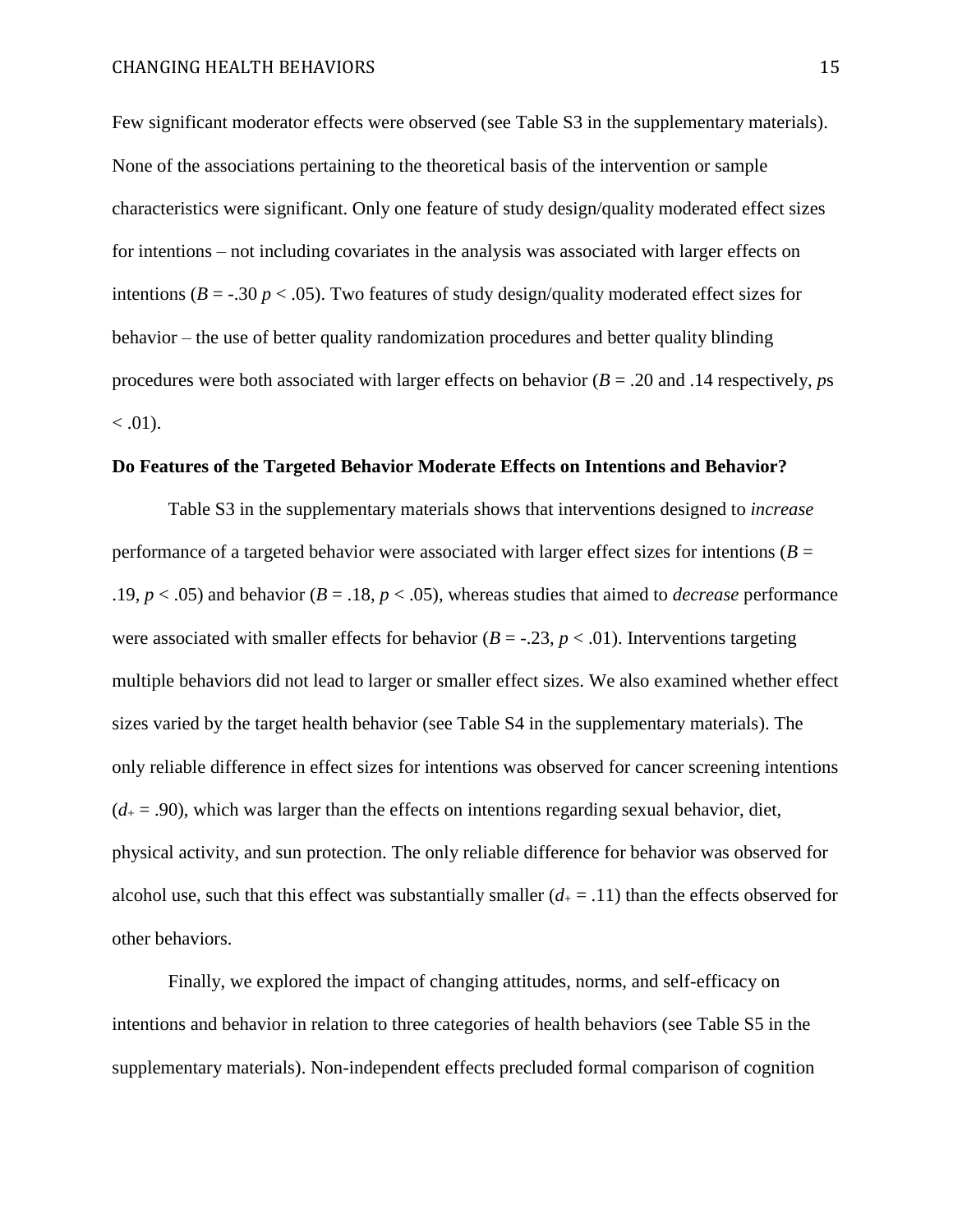Few significant moderator effects were observed (see Table S3 in the supplementary materials). None of the associations pertaining to the theoretical basis of the intervention or sample characteristics were significant. Only one feature of study design/quality moderated effect sizes for intentions – not including covariates in the analysis was associated with larger effects on intentions ($B = -.30$ $p < .05$). Two features of study design/quality moderated effect sizes for behavior – the use of better quality randomization procedures and better quality blinding procedures were both associated with larger effects on behavior ($B = .20$ and $.14$ respectively, $p$s $< .01$).

**Do Features of the Targeted Behavior Moderate Effects on Intentions and Behavior?**

Table S3 in the supplementary materials shows that interventions designed to *increase* performance of a targeted behavior were associated with larger effect sizes for intentions ($B = .19$, $p < .05$) and behavior ($B = .18$, $p < .05$), whereas studies that aimed to *decrease* performance were associated with smaller effects for behavior ($B = -.23$, $p < .01$). Interventions targeting multiple behaviors did not lead to larger or smaller effect sizes. We also examined whether effect sizes varied by the target health behavior (see Table S4 in the supplementary materials). The only reliable difference in effect sizes for intentions was observed for cancer screening intentions ($d_{+} = .90$), which was larger than the effects on intentions regarding sexual behavior, diet, physical activity, and sun protection. The only reliable difference for behavior was observed for alcohol use, such that this effect was substantially smaller ($d_{+} = .11$) than the effects observed for other behaviors.

Finally, we explored the impact of changing attitudes, norms, and self-efficacy on intentions and behavior in relation to three categories of health behaviors (see Table S5 in the supplementary materials). Non-independent effects precluded formal comparison of cognition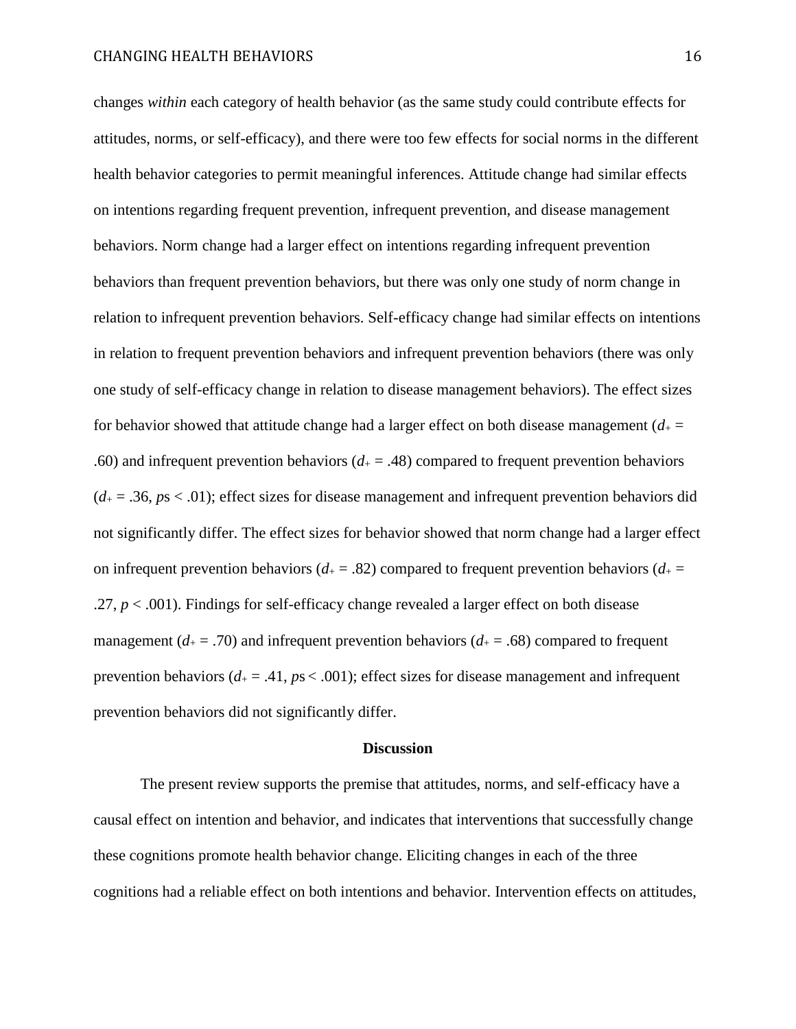changes *within* each category of health behavior (as the same study could contribute effects for attitudes, norms, or self-efficacy), and there were too few effects for social norms in the different health behavior categories to permit meaningful inferences. Attitude change had similar effects on intentions regarding frequent prevention, infrequent prevention, and disease management behaviors. Norm change had a larger effect on intentions regarding infrequent prevention behaviors than frequent prevention behaviors, but there was only one study of norm change in relation to infrequent prevention behaviors. Self-efficacy change had similar effects on intentions in relation to frequent prevention behaviors and infrequent prevention behaviors (there was only one study of self-efficacy change in relation to disease management behaviors). The effect sizes for behavior showed that attitude change had a larger effect on both disease management ($d_+$ = .60) and infrequent prevention behaviors ($d_+$ = .48) compared to frequent prevention behaviors ($d_+$ = .36, *p*s < .01); effect sizes for disease management and infrequent prevention behaviors did not significantly differ. The effect sizes for behavior showed that norm change had a larger effect on infrequent prevention behaviors ($d_+$ = .82) compared to frequent prevention behaviors ($d_+$ = .27, $p < .001$). Findings for self-efficacy change revealed a larger effect on both disease management ($d_+$ = .70) and infrequent prevention behaviors ($d_+$ = .68) compared to frequent prevention behaviors ($d_+$ = .41, *p*s < .001); effect sizes for disease management and infrequent prevention behaviors did not significantly differ.

## Discussion

The present review supports the premise that attitudes, norms, and self-efficacy have a causal effect on intention and behavior, and indicates that interventions that successfully change these cognitions promote health behavior change. Eliciting changes in each of the three cognitions had a reliable effect on both intentions and behavior. Intervention effects on attitudes,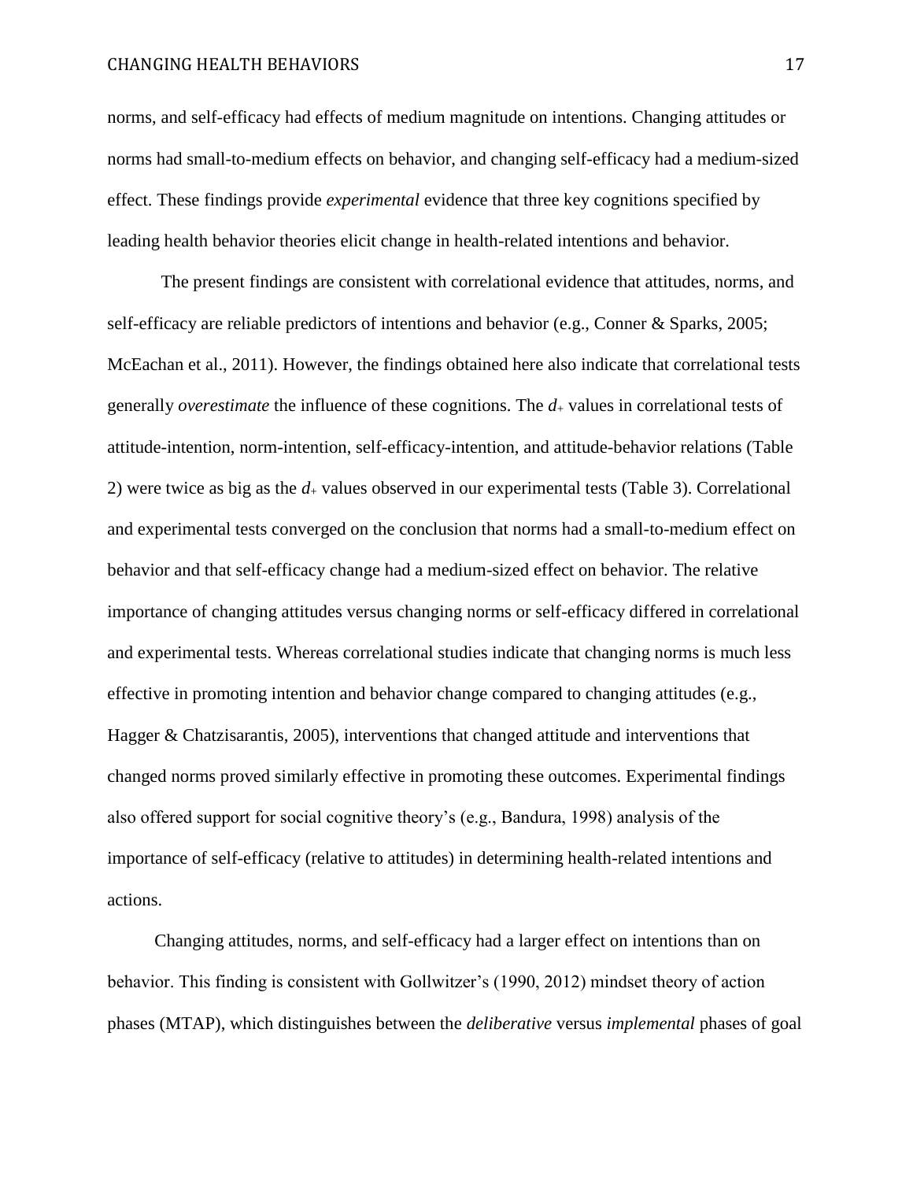norms, and self-efficacy had effects of medium magnitude on intentions. Changing attitudes or norms had small-to-medium effects on behavior, and changing self-efficacy had a medium-sized effect. These findings provide *experimental* evidence that three key cognitions specified by leading health behavior theories elicit change in health-related intentions and behavior.

The present findings are consistent with correlational evidence that attitudes, norms, and self-efficacy are reliable predictors of intentions and behavior (e.g., Conner & Sparks, 2005; McEachan et al., 2011). However, the findings obtained here also indicate that correlational tests generally *overestimate* the influence of these cognitions. The $d_+$ values in correlational tests of attitude-intention, norm-intention, self-efficacy-intention, and attitude-behavior relations (Table 2) were twice as big as the $d_+$ values observed in our experimental tests (Table 3). Correlational and experimental tests converged on the conclusion that norms had a small-to-medium effect on behavior and that self-efficacy change had a medium-sized effect on behavior. The relative importance of changing attitudes versus changing norms or self-efficacy differed in correlational and experimental tests. Whereas correlational studies indicate that changing norms is much less effective in promoting intention and behavior change compared to changing attitudes (e.g., Hagger & Chatzisarantis, 2005), interventions that changed attitude and interventions that changed norms proved similarly effective in promoting these outcomes. Experimental findings also offered support for social cognitive theory's (e.g., Bandura, 1998) analysis of the importance of self-efficacy (relative to attitudes) in determining health-related intentions and actions.

Changing attitudes, norms, and self-efficacy had a larger effect on intentions than on behavior. This finding is consistent with Gollwitzer's (1990, 2012) mindset theory of action phases (MTAP), which distinguishes between the *deliberative* versus *implemental* phases of goal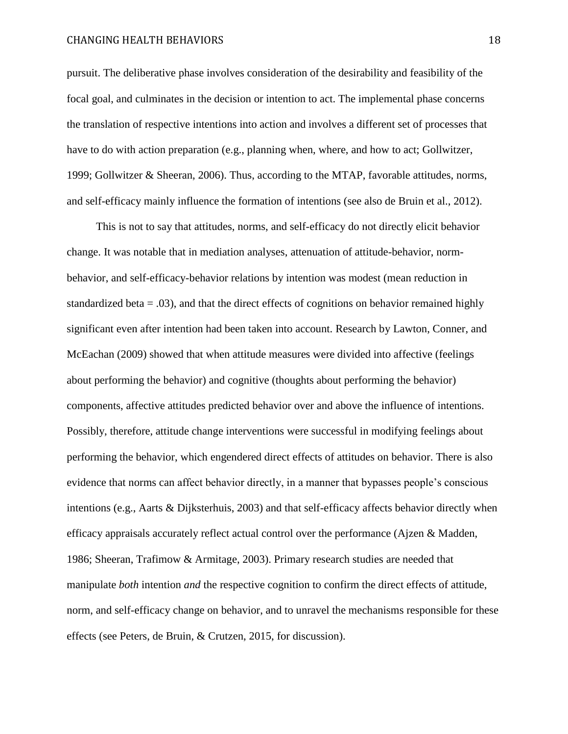pursuit. The deliberative phase involves consideration of the desirability and feasibility of the focal goal, and culminates in the decision or intention to act. The implemental phase concerns the translation of respective intentions into action and involves a different set of processes that have to do with action preparation (e.g., planning when, where, and how to act; Gollwitzer, 1999; Gollwitzer & Sheeran, 2006). Thus, according to the MTAP, favorable attitudes, norms, and self-efficacy mainly influence the formation of intentions (see also de Bruin et al., 2012).

This is not to say that attitudes, norms, and self-efficacy do not directly elicit behavior change. It was notable that in mediation analyses, attenuation of attitude-behavior, norm-behavior, and self-efficacy-behavior relations by intention was modest (mean reduction in standardized beta = .03), and that the direct effects of cognitions on behavior remained highly significant even after intention had been taken into account. Research by Lawton, Conner, and McEachan (2009) showed that when attitude measures were divided into affective (feelings about performing the behavior) and cognitive (thoughts about performing the behavior) components, affective attitudes predicted behavior over and above the influence of intentions. Possibly, therefore, attitude change interventions were successful in modifying feelings about performing the behavior, which engendered direct effects of attitudes on behavior. There is also evidence that norms can affect behavior directly, in a manner that bypasses people's conscious intentions (e.g., Aarts & Dijksterhuis, 2003) and that self-efficacy affects behavior directly when efficacy appraisals accurately reflect actual control over the performance (Ajzen & Madden, 1986; Sheeran, Trafimow & Armitage, 2003). Primary research studies are needed that manipulate *both* intention *and* the respective cognition to confirm the direct effects of attitude, norm, and self-efficacy change on behavior, and to unravel the mechanisms responsible for these effects (see Peters, de Bruin, & Crutzen, 2015, for discussion).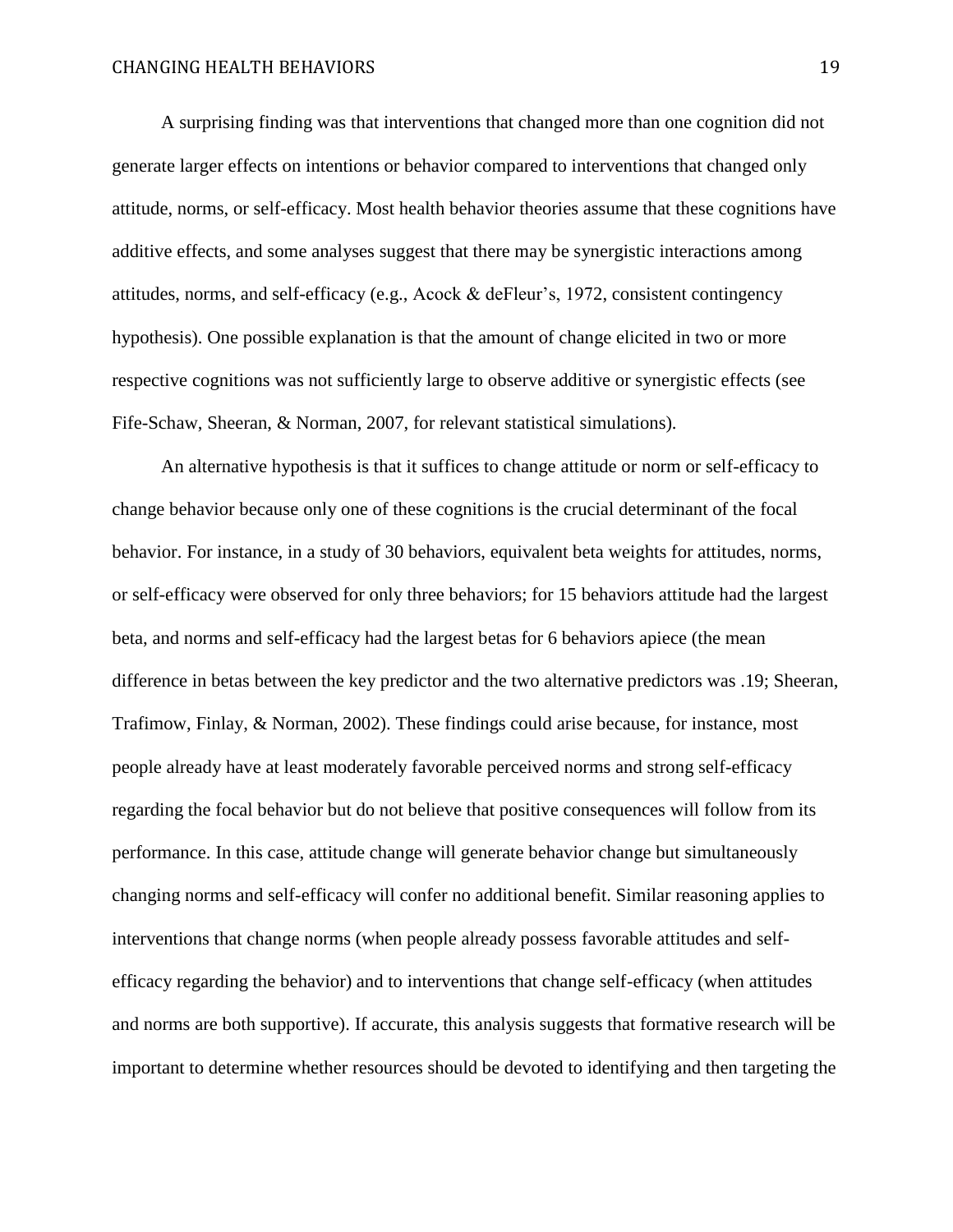A surprising finding was that interventions that changed more than one cognition did not generate larger effects on intentions or behavior compared to interventions that changed only attitude, norms, or self-efficacy. Most health behavior theories assume that these cognitions have additive effects, and some analyses suggest that there may be synergistic interactions among attitudes, norms, and self-efficacy (e.g., Acock & deFleur's, 1972, consistent contingency hypothesis). One possible explanation is that the amount of change elicited in two or more respective cognitions was not sufficiently large to observe additive or synergistic effects (see Fife-Schaw, Sheeran, & Norman, 2007, for relevant statistical simulations).

An alternative hypothesis is that it suffices to change attitude or norm or self-efficacy to change behavior because only one of these cognitions is the crucial determinant of the focal behavior. For instance, in a study of 30 behaviors, equivalent beta weights for attitudes, norms, or self-efficacy were observed for only three behaviors; for 15 behaviors attitude had the largest beta, and norms and self-efficacy had the largest betas for 6 behaviors apiece (the mean difference in betas between the key predictor and the two alternative predictors was .19; Sheeran, Trafimow, Finlay, & Norman, 2002). These findings could arise because, for instance, most people already have at least moderately favorable perceived norms and strong self-efficacy regarding the focal behavior but do not believe that positive consequences will follow from its performance. In this case, attitude change will generate behavior change but simultaneously changing norms and self-efficacy will confer no additional benefit. Similar reasoning applies to interventions that change norms (when people already possess favorable attitudes and self-efficacy regarding the behavior) and to interventions that change self-efficacy (when attitudes and norms are both supportive). If accurate, this analysis suggests that formative research will be important to determine whether resources should be devoted to identifying and then targeting the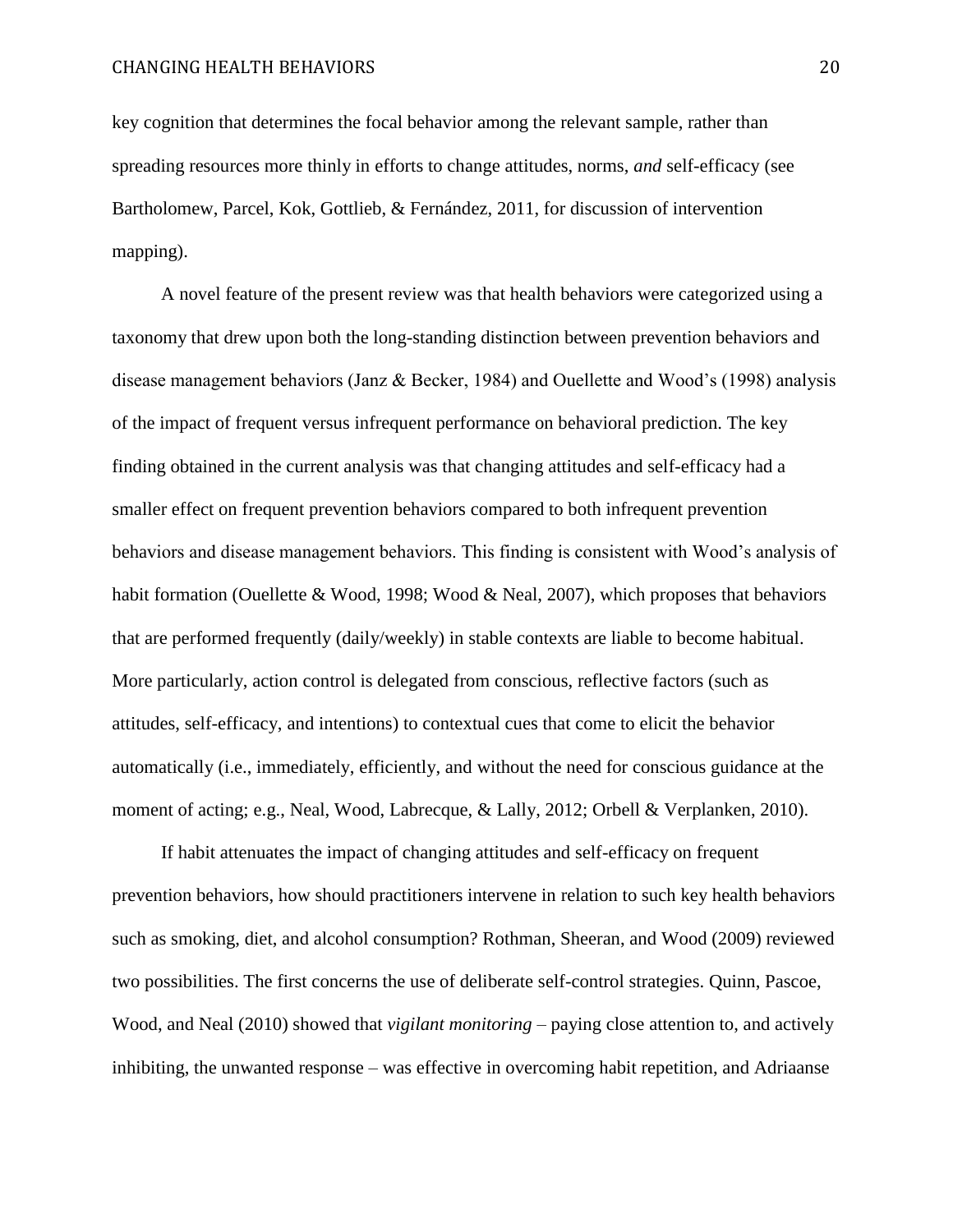key cognition that determines the focal behavior among the relevant sample, rather than spreading resources more thinly in efforts to change attitudes, norms, *and* self-efficacy (see Bartholomew, Parcel, Kok, Gottlieb, & Fernández, 2011, for discussion of intervention mapping).

A novel feature of the present review was that health behaviors were categorized using a taxonomy that drew upon both the long-standing distinction between prevention behaviors and disease management behaviors (Janz & Becker, 1984) and Ouellette and Wood's (1998) analysis of the impact of frequent versus infrequent performance on behavioral prediction. The key finding obtained in the current analysis was that changing attitudes and self-efficacy had a smaller effect on frequent prevention behaviors compared to both infrequent prevention behaviors and disease management behaviors. This finding is consistent with Wood's analysis of habit formation (Ouellette & Wood, 1998; Wood & Neal, 2007), which proposes that behaviors that are performed frequently (daily/weekly) in stable contexts are liable to become habitual. More particularly, action control is delegated from conscious, reflective factors (such as attitudes, self-efficacy, and intentions) to contextual cues that come to elicit the behavior automatically (i.e., immediately, efficiently, and without the need for conscious guidance at the moment of acting; e.g., Neal, Wood, Labrecque, & Lally, 2012; Orbell & Verplanken, 2010).

If habit attenuates the impact of changing attitudes and self-efficacy on frequent prevention behaviors, how should practitioners intervene in relation to such key health behaviors such as smoking, diet, and alcohol consumption? Rothman, Sheeran, and Wood (2009) reviewed two possibilities. The first concerns the use of deliberate self-control strategies. Quinn, Pascoe, Wood, and Neal (2010) showed that *vigilant monitoring* – paying close attention to, and actively inhibiting, the unwanted response – was effective in overcoming habit repetition, and Adriaanse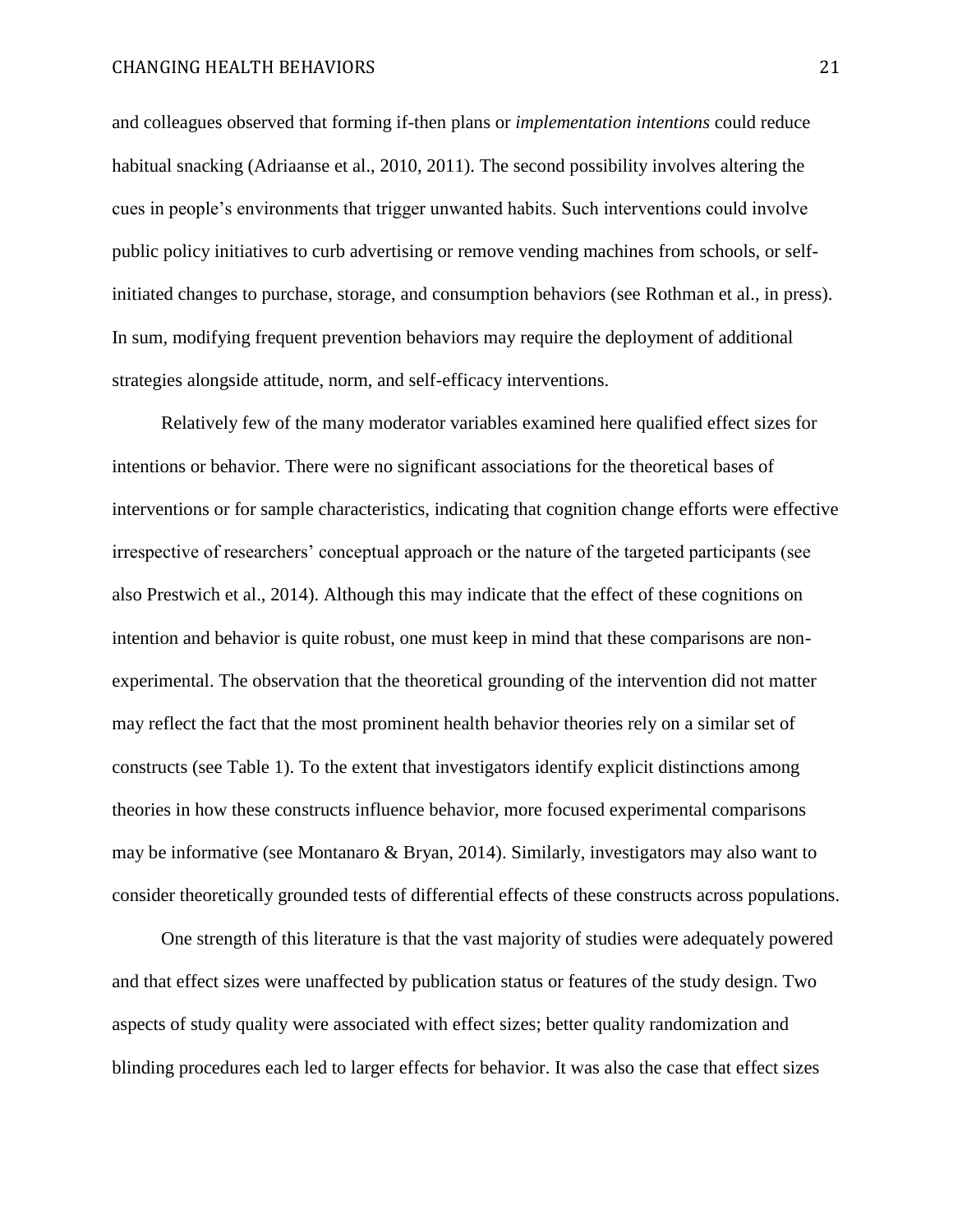and colleagues observed that forming if-then plans or *implementation intentions* could reduce habitual snacking (Adriaanse et al., 2010, 2011). The second possibility involves altering the cues in people's environments that trigger unwanted habits. Such interventions could involve public policy initiatives to curb advertising or remove vending machines from schools, or self-initiated changes to purchase, storage, and consumption behaviors (see Rothman et al., in press). In sum, modifying frequent prevention behaviors may require the deployment of additional strategies alongside attitude, norm, and self-efficacy interventions.

Relatively few of the many moderator variables examined here qualified effect sizes for intentions or behavior. There were no significant associations for the theoretical bases of interventions or for sample characteristics, indicating that cognition change efforts were effective irrespective of researchers' conceptual approach or the nature of the targeted participants (see also Prestwich et al., 2014). Although this may indicate that the effect of these cognitions on intention and behavior is quite robust, one must keep in mind that these comparisons are non-experimental. The observation that the theoretical grounding of the intervention did not matter may reflect the fact that the most prominent health behavior theories rely on a similar set of constructs (see Table 1). To the extent that investigators identify explicit distinctions among theories in how these constructs influence behavior, more focused experimental comparisons may be informative (see Montanaro & Bryan, 2014). Similarly, investigators may also want to consider theoretically grounded tests of differential effects of these constructs across populations.

One strength of this literature is that the vast majority of studies were adequately powered and that effect sizes were unaffected by publication status or features of the study design. Two aspects of study quality were associated with effect sizes; better quality randomization and blinding procedures each led to larger effects for behavior. It was also the case that effect sizes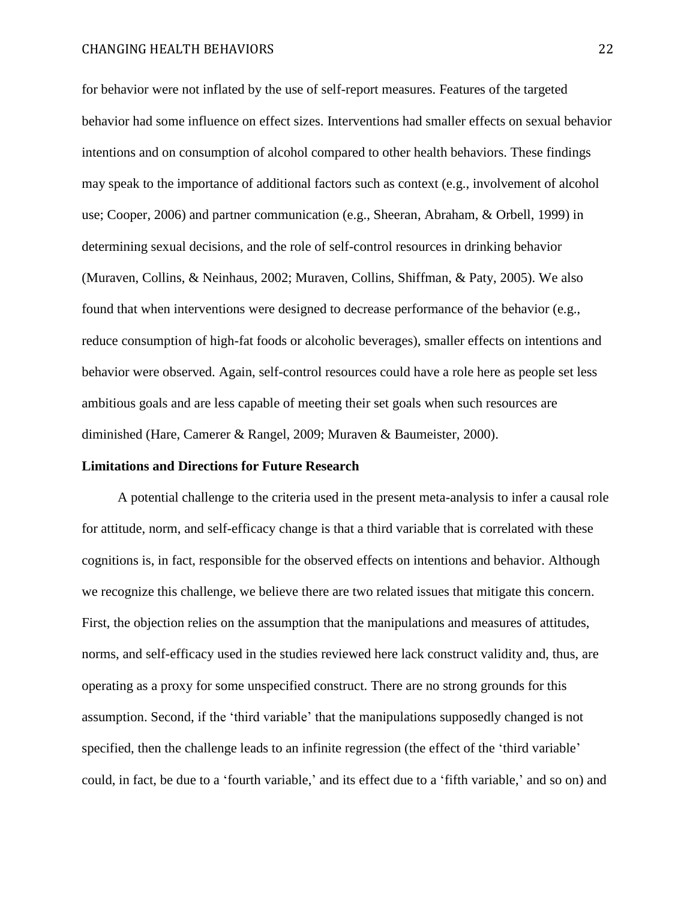for behavior were not inflated by the use of self-report measures. Features of the targeted behavior had some influence on effect sizes. Interventions had smaller effects on sexual behavior intentions and on consumption of alcohol compared to other health behaviors. These findings may speak to the importance of additional factors such as context (e.g., involvement of alcohol use; Cooper, 2006) and partner communication (e.g., Sheeran, Abraham, & Orbell, 1999) in determining sexual decisions, and the role of self-control resources in drinking behavior (Muraven, Collins, & Neinhaus, 2002; Muraven, Collins, Shiffman, & Paty, 2005). We also found that when interventions were designed to decrease performance of the behavior (e.g., reduce consumption of high-fat foods or alcoholic beverages), smaller effects on intentions and behavior were observed. Again, self-control resources could have a role here as people set less ambitious goals and are less capable of meeting their set goals when such resources are diminished (Hare, Camerer & Rangel, 2009; Muraven & Baumeister, 2000).

**Limitations and Directions for Future Research**

A potential challenge to the criteria used in the present meta-analysis to infer a causal role for attitude, norm, and self-efficacy change is that a third variable that is correlated with these cognitions is, in fact, responsible for the observed effects on intentions and behavior. Although we recognize this challenge, we believe there are two related issues that mitigate this concern. First, the objection relies on the assumption that the manipulations and measures of attitudes, norms, and self-efficacy used in the studies reviewed here lack construct validity and, thus, are operating as a proxy for some unspecified construct. There are no strong grounds for this assumption. Second, if the 'third variable' that the manipulations supposedly changed is not specified, then the challenge leads to an infinite regression (the effect of the 'third variable' could, in fact, be due to a 'fourth variable,' and its effect due to a 'fifth variable,' and so on) and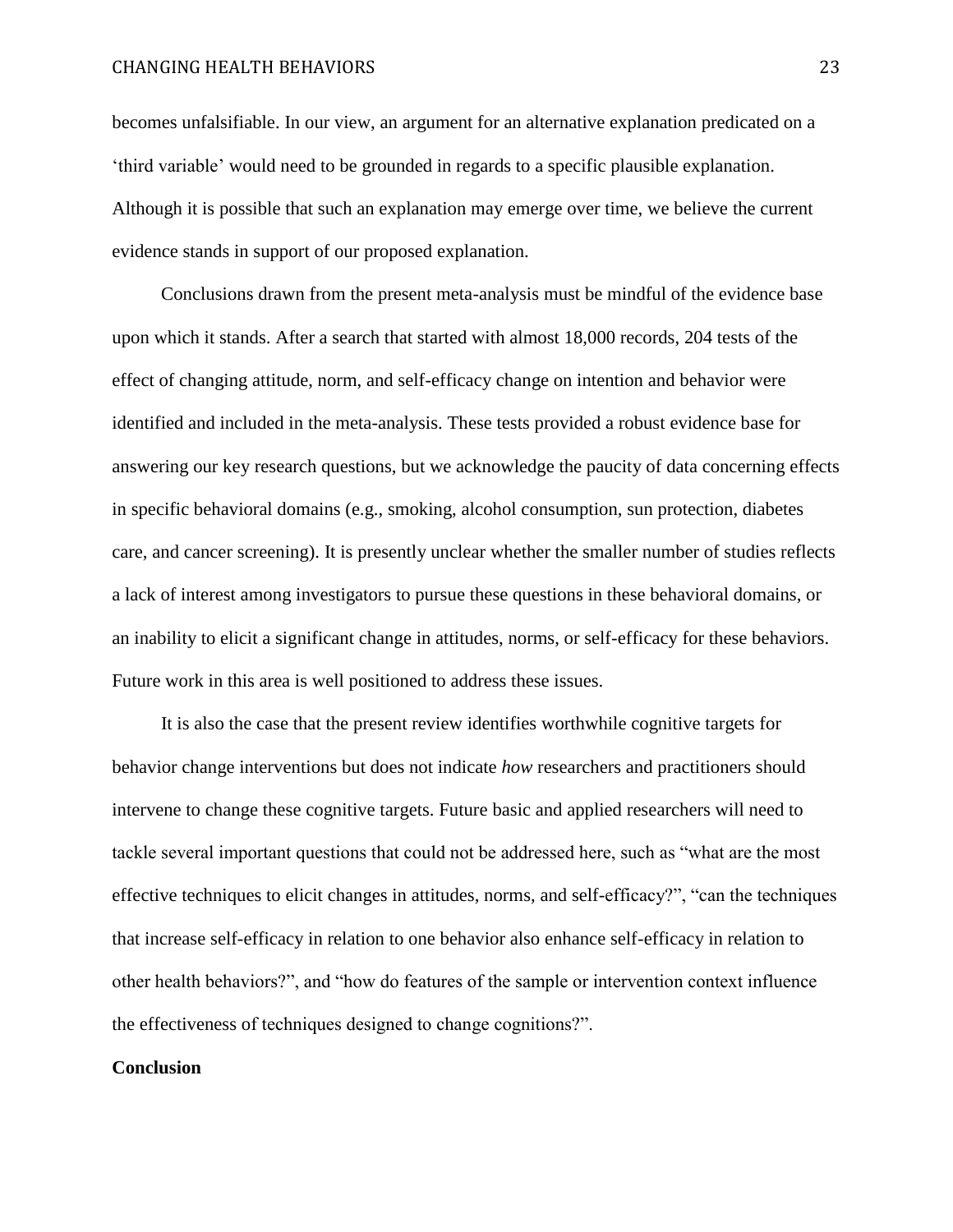becomes unfalsifiable. In our view, an argument for an alternative explanation predicated on a 'third variable' would need to be grounded in regards to a specific plausible explanation. Although it is possible that such an explanation may emerge over time, we believe the current evidence stands in support of our proposed explanation.

Conclusions drawn from the present meta-analysis must be mindful of the evidence base upon which it stands. After a search that started with almost 18,000 records, 204 tests of the effect of changing attitude, norm, and self-efficacy change on intention and behavior were identified and included in the meta-analysis. These tests provided a robust evidence base for answering our key research questions, but we acknowledge the paucity of data concerning effects in specific behavioral domains (e.g., smoking, alcohol consumption, sun protection, diabetes care, and cancer screening). It is presently unclear whether the smaller number of studies reflects a lack of interest among investigators to pursue these questions in these behavioral domains, or an inability to elicit a significant change in attitudes, norms, or self-efficacy for these behaviors. Future work in this area is well positioned to address these issues.

It is also the case that the present review identifies worthwhile cognitive targets for behavior change interventions but does not indicate *how* researchers and practitioners should intervene to change these cognitive targets. Future basic and applied researchers will need to tackle several important questions that could not be addressed here, such as "what are the most effective techniques to elicit changes in attitudes, norms, and self-efficacy?", "can the techniques that increase self-efficacy in relation to one behavior also enhance self-efficacy in relation to other health behaviors?", and "how do features of the sample or intervention context influence the effectiveness of techniques designed to change cognitions?".

## Conclusion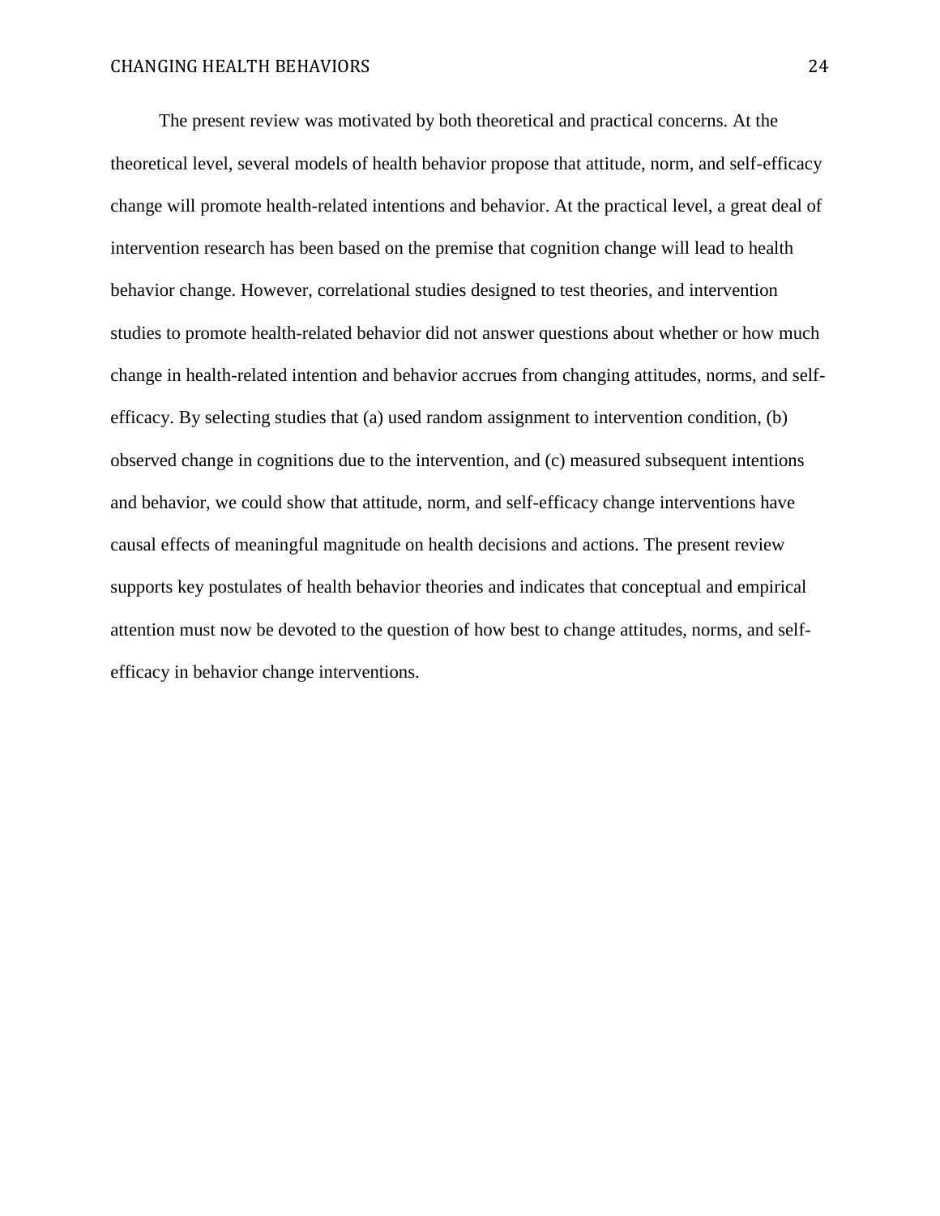The present review was motivated by both theoretical and practical concerns. At the theoretical level, several models of health behavior propose that attitude, norm, and self-efficacy change will promote health-related intentions and behavior. At the practical level, a great deal of intervention research has been based on the premise that cognition change will lead to health behavior change. However, correlational studies designed to test theories, and intervention studies to promote health-related behavior did not answer questions about whether or how much change in health-related intention and behavior accrues from changing attitudes, norms, and self-efficacy. By selecting studies that (a) used random assignment to intervention condition, (b) observed change in cognitions due to the intervention, and (c) measured subsequent intentions and behavior, we could show that attitude, norm, and self-efficacy change interventions have causal effects of meaningful magnitude on health decisions and actions. The present review supports key postulates of health behavior theories and indicates that conceptual and empirical attention must now be devoted to the question of how best to change attitudes, norms, and self-efficacy in behavior change interventions.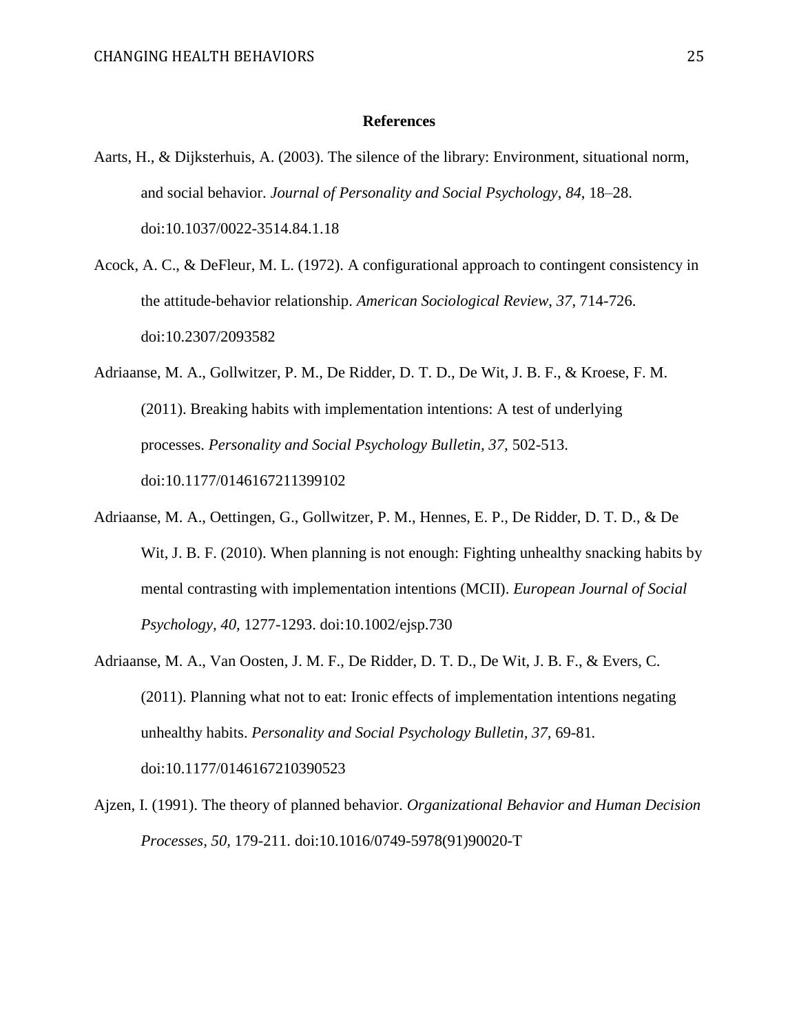# References

Aarts, H., & Dijksterhuis, A. (2003). The silence of the library: Environment, situational norm, and social behavior. *Journal of Personality and Social Psychology*, *84*, 18–28. doi:10.1037/0022-3514.84.1.18

Acock, A. C., & DeFleur, M. L. (1972). A configurational approach to contingent consistency in the attitude-behavior relationship. *American Sociological Review*, *37*, 714-726. doi:10.2307/2093582

Adriaanse, M. A., Gollwitzer, P. M., De Ridder, D. T. D., De Wit, J. B. F., & Kroese, F. M. (2011). Breaking habits with implementation intentions: A test of underlying processes. *Personality and Social Psychology Bulletin, 37,* 502-513. doi:10.1177/0146167211399102

Adriaanse, M. A., Oettingen, G., Gollwitzer, P. M., Hennes, E. P., De Ridder, D. T. D., & De Wit, J. B. F. (2010). When planning is not enough: Fighting unhealthy snacking habits by mental contrasting with implementation intentions (MCII). *European Journal of Social Psychology, 40,* 1277-1293. doi:10.1002/ejsp.730

Adriaanse, M. A., Van Oosten, J. M. F., De Ridder, D. T. D., De Wit, J. B. F., & Evers, C. (2011). Planning what not to eat: Ironic effects of implementation intentions negating unhealthy habits. *Personality and Social Psychology Bulletin*, *37,* 69-81. doi:10.1177/0146167210390523

Ajzen, I. (1991). The theory of planned behavior. *Organizational Behavior and Human Decision Processes, 50,* 179-211. doi:10.1016/0749-5978(91)90020-T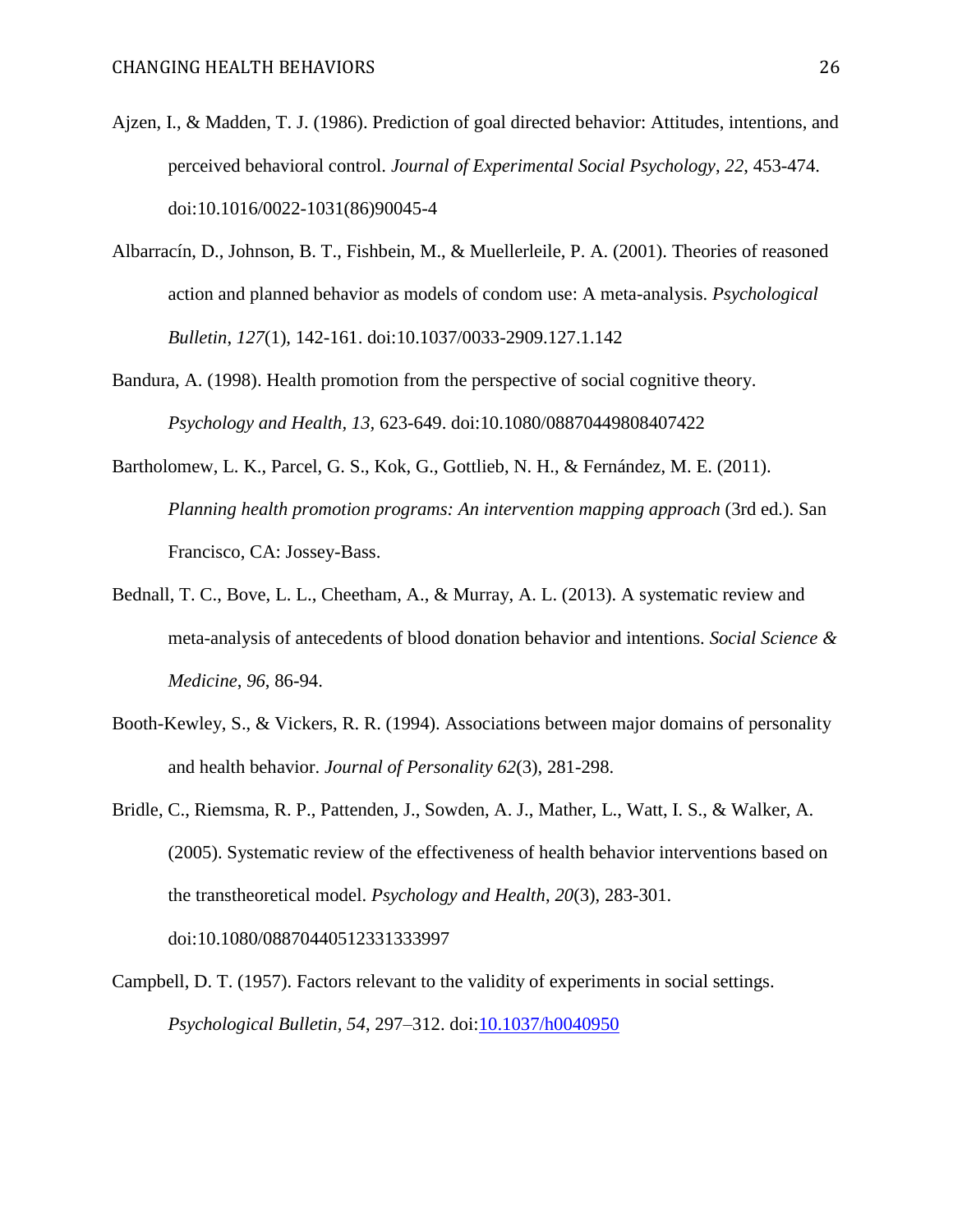Ajzen, I., & Madden, T. J. (1986). Prediction of goal directed behavior: Attitudes, intentions, and perceived behavioral control. *Journal of Experimental Social Psychology*, *22*, 453-474. doi:10.1016/0022-1031(86)90045-4

Albarracín, D., Johnson, B. T., Fishbein, M., & Muellerleile, P. A. (2001). Theories of reasoned action and planned behavior as models of condom use: A meta-analysis. *Psychological Bulletin*, *127*(1), 142-161. doi:10.1037/0033-2909.127.1.142

Bandura, A. (1998). Health promotion from the perspective of social cognitive theory. *Psychology and Health, 13,* 623-649. doi:10.1080/08870449808407422

Bartholomew, L. K., Parcel, G. S., Kok, G., Gottlieb, N. H., & Fernández, M. E. (2011). *Planning health promotion programs: An intervention mapping approach* (3rd ed.). San Francisco, CA: Jossey-Bass.

Bednall, T. C., Bove, L. L., Cheetham, A., & Murray, A. L. (2013). A systematic review and meta-analysis of antecedents of blood donation behavior and intentions. *Social Science & Medicine*, *96*, 86-94.

Booth-Kewley, S., & Vickers, R. R. (1994). Associations between major domains of personality and health behavior. *Journal of Personality 62*(3), 281-298.

Bridle, C., Riemsma, R. P., Pattenden, J., Sowden, A. J., Mather, L., Watt, I. S., & Walker, A. (2005). Systematic review of the effectiveness of health behavior interventions based on the transtheoretical model. *Psychology and Health*, *20*(3), 283-301. doi:10.1080/08870440512331333997

Campbell, D. T. (1957). Factors relevant to the validity of experiments in social settings. *Psychological Bulletin, 54*, 297–312. doi:10.1037/h0040950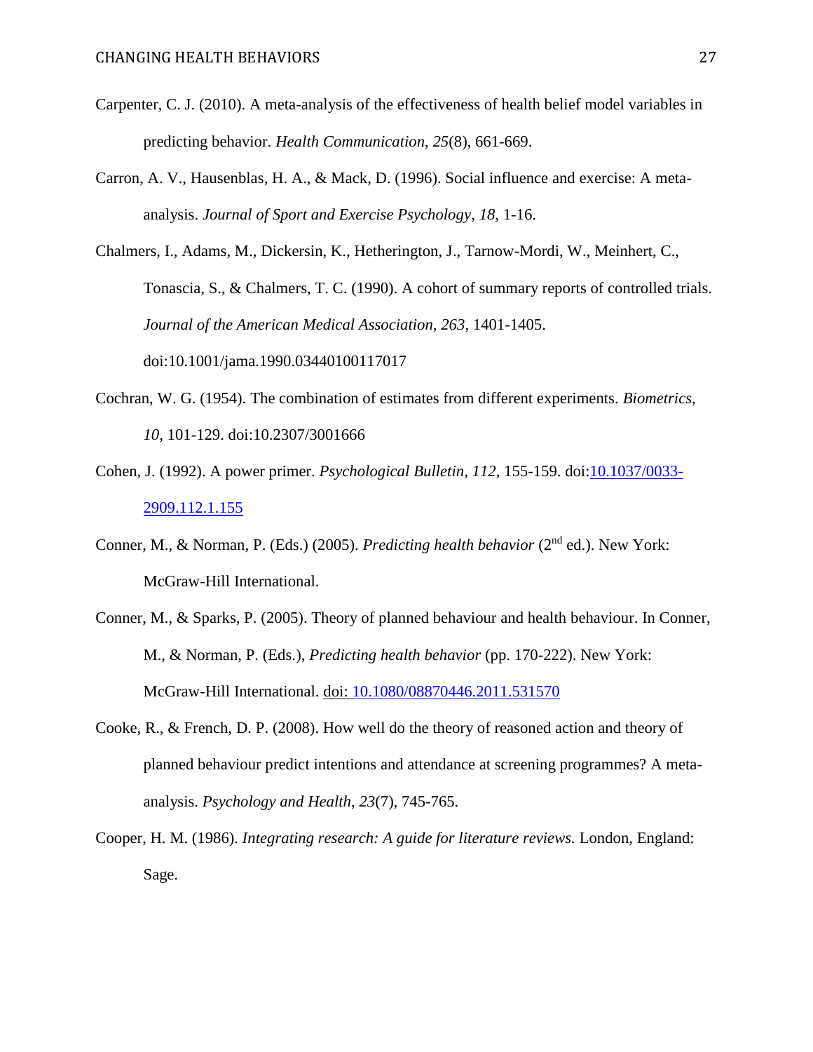Carpenter, C. J. (2010). A meta-analysis of the effectiveness of health belief model variables in predicting behavior. *Health Communication*, *25*(8), 661-669.

Carron, A. V., Hausenblas, H. A., & Mack, D. (1996). Social influence and exercise: A meta-analysis. *Journal of Sport and Exercise Psychology*, *18*, 1-16.

Chalmers, I., Adams, M., Dickersin, K., Hetherington, J., Tarnow-Mordi, W., Meinhert, C., Tonascia, S., & Chalmers, T. C. (1990). A cohort of summary reports of controlled trials. *Journal of the American Medical Association, 263*, 1401-1405. doi:10.1001/jama.1990.03440100117017

Cochran, W. G. (1954). The combination of estimates from different experiments. *Biometrics, 10*, 101-129. doi:10.2307/3001666

Cohen, J. (1992). A power primer. *Psychological Bulletin, 112*, 155-159. doi:10.1037/0033-2909.112.1.155

Conner, M., & Norman, P. (Eds.) (2005). *Predicting health behavior* (2nd ed.). New York: McGraw-Hill International.

Conner, M., & Sparks, P. (2005). Theory of planned behaviour and health behaviour. In Conner, M., & Norman, P. (Eds.), *Predicting health behavior* (pp. 170-222). New York: McGraw-Hill International. doi: 10.1080/08870446.2011.531570

Cooke, R., & French, D. P. (2008). How well do the theory of reasoned action and theory of planned behaviour predict intentions and attendance at screening programmes? A meta-analysis. *Psychology and Health*, *23*(7), 745-765.

Cooper, H. M. (1986). *Integrating research: A guide for literature reviews.* London, England: Sage.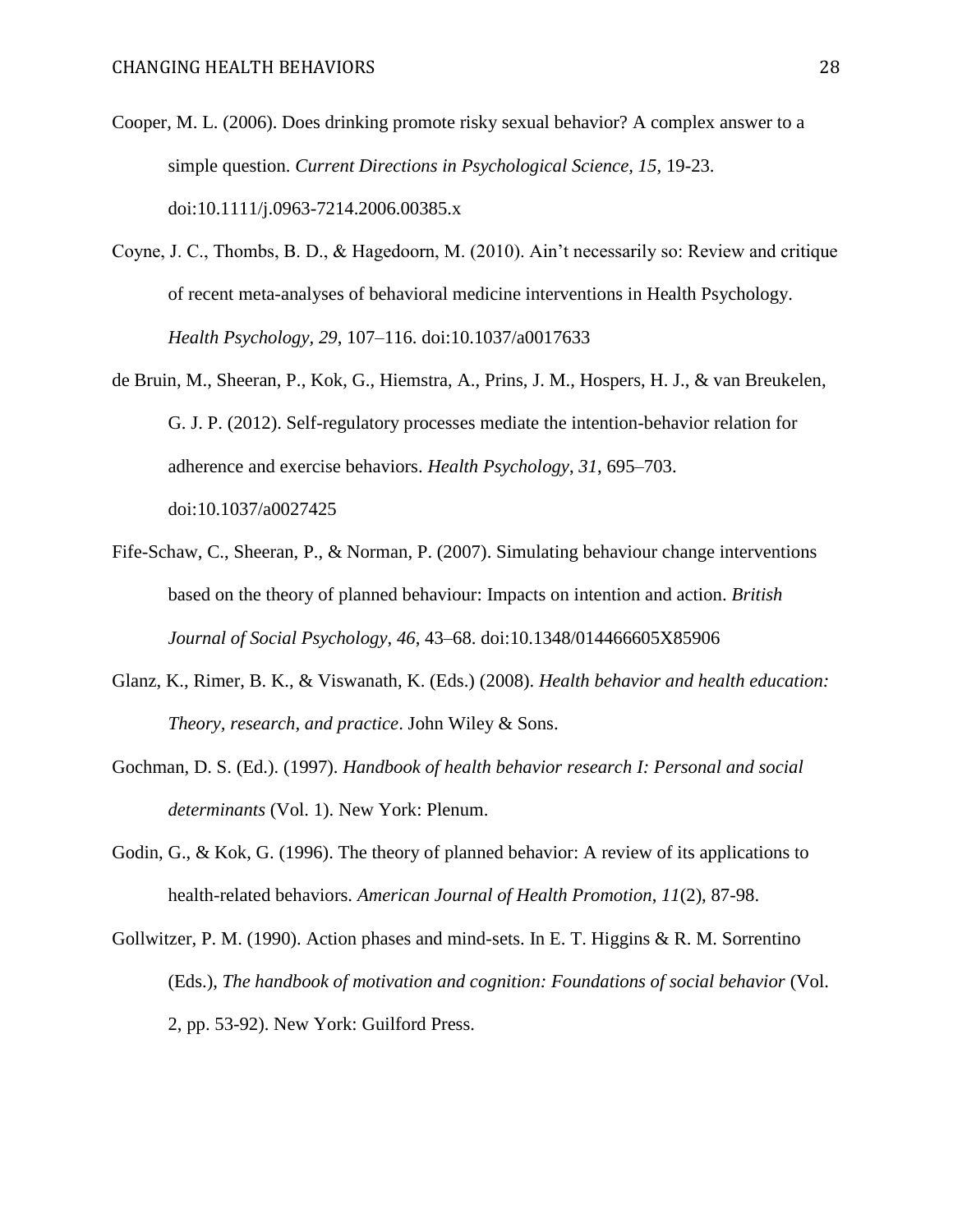Cooper, M. L. (2006). Does drinking promote risky sexual behavior? A complex answer to a simple question. *Current Directions in Psychological Science, 15*, 19-23. doi:10.1111/j.0963-7214.2006.00385.x

Coyne, J. C., Thombs, B. D., & Hagedoorn, M. (2010). Ain't necessarily so: Review and critique of recent meta-analyses of behavioral medicine interventions in Health Psychology. *Health Psychology, 29*, 107–116. doi:10.1037/a0017633

de Bruin, M., Sheeran, P., Kok, G., Hiemstra, A., Prins, J. M., Hospers, H. J., & van Breukelen, G. J. P. (2012). Self-regulatory processes mediate the intention-behavior relation for adherence and exercise behaviors. *Health Psychology*, *31*, 695–703. doi:10.1037/a0027425

Fife-Schaw, C., Sheeran, P., & Norman, P. (2007). Simulating behaviour change interventions based on the theory of planned behaviour: Impacts on intention and action. *British Journal of Social Psychology*, *46*, 43–68. doi:10.1348/014466605X85906

Glanz, K., Rimer, B. K., & Viswanath, K. (Eds.) (2008). *Health behavior and health education: Theory, research, and practice*. John Wiley & Sons.

Gochman, D. S. (Ed.). (1997). *Handbook of health behavior research I: Personal and social determinants* (Vol. 1). New York: Plenum.

Godin, G., & Kok, G. (1996). The theory of planned behavior: A review of its applications to health-related behaviors. *American Journal of Health Promotion*, *11*(2), 87-98.

Gollwitzer, P. M. (1990). Action phases and mind-sets. In E. T. Higgins & R. M. Sorrentino (Eds.), *The handbook of motivation and cognition: Foundations of social behavior* (Vol. 2, pp. 53-92). New York: Guilford Press.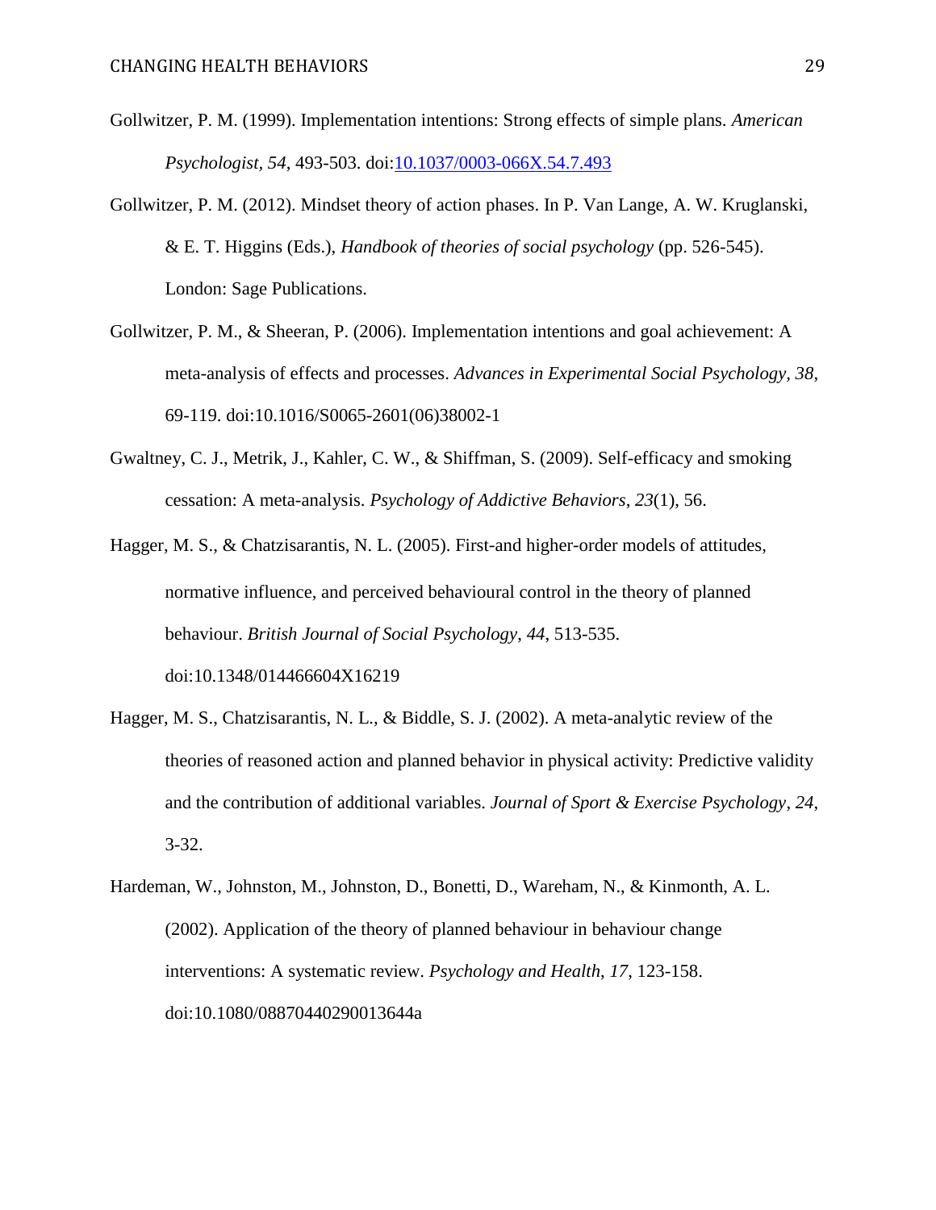Gollwitzer, P. M. (1999). Implementation intentions: Strong effects of simple plans. *American Psychologist, 54*, 493-503. doi:10.1037/0003-066X.54.7.493

Gollwitzer, P. M. (2012). Mindset theory of action phases. In P. Van Lange, A. W. Kruglanski, & E. T. Higgins (Eds.), *Handbook of theories of social psychology* (pp. 526-545). London: Sage Publications.

Gollwitzer, P. M., & Sheeran, P. (2006). Implementation intentions and goal achievement: A meta-analysis of effects and processes. *Advances in Experimental Social Psychology, 38*, 69-119. doi:10.1016/S0065-2601(06)38002-1

Gwaltney, C. J., Metrik, J., Kahler, C. W., & Shiffman, S. (2009). Self-efficacy and smoking cessation: A meta-analysis. *Psychology of Addictive Behaviors*, *23*(1), 56.

Hagger, M. S., & Chatzisarantis, N. L. (2005). First-and higher-order models of attitudes, normative influence, and perceived behavioural control in the theory of planned behaviour. *British Journal of Social Psychology*, *44*, 513-535. doi:10.1348/014466604X16219

Hagger, M. S., Chatzisarantis, N. L., & Biddle, S. J. (2002). A meta-analytic review of the theories of reasoned action and planned behavior in physical activity: Predictive validity and the contribution of additional variables. *Journal of Sport & Exercise Psychology*, *24*, 3-32.

Hardeman, W., Johnston, M., Johnston, D., Bonetti, D., Wareham, N., & Kinmonth, A. L. (2002). Application of the theory of planned behaviour in behaviour change interventions: A systematic review. *Psychology and Health*, *17*, 123-158. doi:10.1080/08870440290013644a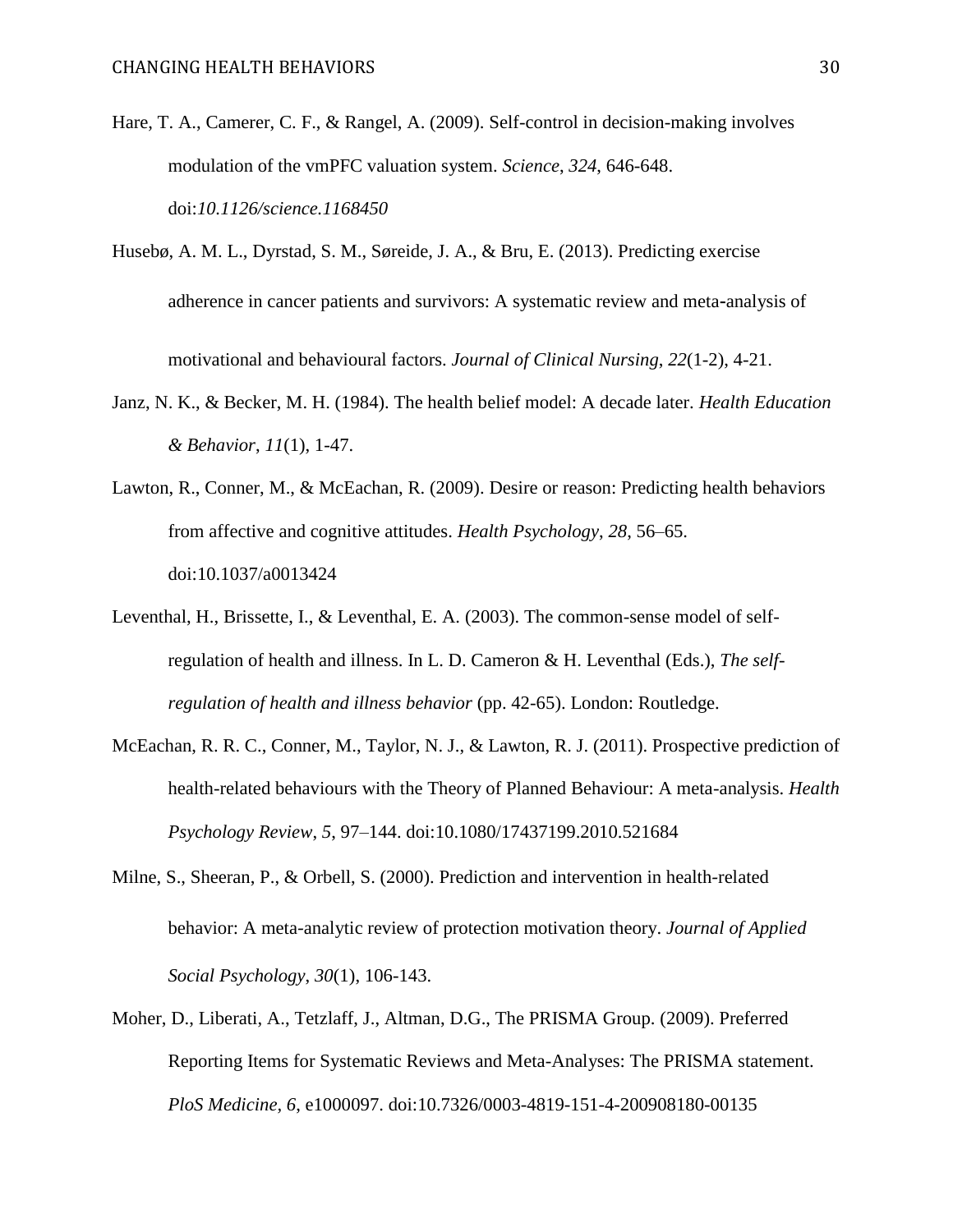Hare, T. A., Camerer, C. F., & Rangel, A. (2009). Self-control in decision-making involves modulation of the vmPFC valuation system. *Science*, *324*, 646-648. doi:*10.1126/science.1168450*

Husebø, A. M. L., Dyrstad, S. M., Søreide, J. A., & Bru, E. (2013). Predicting exercise adherence in cancer patients and survivors: A systematic review and meta-analysis of motivational and behavioural factors. *Journal of Clinical Nursing*, *22*(1-2), 4-21.

Janz, N. K., & Becker, M. H. (1984). The health belief model: A decade later. *Health Education & Behavior*, *11*(1), 1-47.

Lawton, R., Conner, M., & McEachan, R. (2009). Desire or reason: Predicting health behaviors from affective and cognitive attitudes. *Health Psychology*, *28*, 56–65. doi:10.1037/a0013424

Leventhal, H., Brissette, I., & Leventhal, E. A. (2003). The common-sense model of self-regulation of health and illness. In L. D. Cameron & H. Leventhal (Eds.), *The self-regulation of health and illness behavior* (pp. 42-65). London: Routledge.

McEachan, R. R. C., Conner, M., Taylor, N. J., & Lawton, R. J. (2011). Prospective prediction of health-related behaviours with the Theory of Planned Behaviour: A meta-analysis. *Health Psychology Review*, *5*, 97–144. doi:10.1080/17437199.2010.521684

Milne, S., Sheeran, P., & Orbell, S. (2000). Prediction and intervention in health-related behavior: A meta-analytic review of protection motivation theory. *Journal of Applied Social Psychology*, *30*(1), 106-143.

Moher, D., Liberati, A., Tetzlaff, J., Altman, D.G., The PRISMA Group. (2009). Preferred Reporting Items for Systematic Reviews and Meta-Analyses: The PRISMA statement. *PloS Medicine*, *6*, e1000097. doi:10.7326/0003-4819-151-4-200908180-00135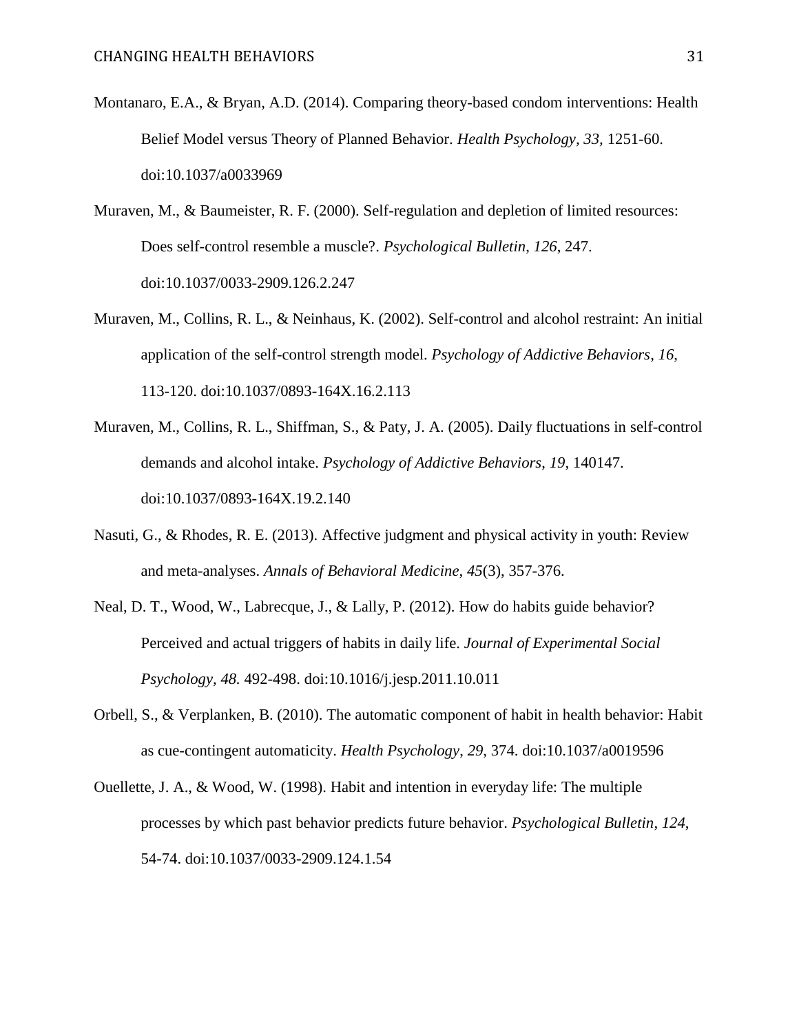Montanaro, E.A., & Bryan, A.D. (2014). Comparing theory-based condom interventions: Health Belief Model versus Theory of Planned Behavior. *Health Psychology, 33,* 1251-60. doi:10.1037/a0033969

Muraven, M., & Baumeister, R. F. (2000). Self-regulation and depletion of limited resources: Does self-control resemble a muscle?. *Psychological Bulletin*, *126*, 247. doi:10.1037/0033-2909.126.2.247

Muraven, M., Collins, R. L., & Neinhaus, K. (2002). Self-control and alcohol restraint: An initial application of the self-control strength model. *Psychology of Addictive Behaviors*, *16*, 113-120. doi:10.1037/0893-164X.16.2.113

Muraven, M., Collins, R. L., Shiffman, S., & Paty, J. A. (2005). Daily fluctuations in self-control demands and alcohol intake. *Psychology of Addictive Behaviors*, *19*, 140147. doi:10.1037/0893-164X.19.2.140

Nasuti, G., & Rhodes, R. E. (2013). Affective judgment and physical activity in youth: Review and meta-analyses. *Annals of Behavioral Medicine*, *45*(3), 357-376.

Neal, D. T., Wood, W., Labrecque, J., & Lally, P. (2012). How do habits guide behavior? Perceived and actual triggers of habits in daily life. *Journal of Experimental Social Psychology, 48.* 492-498. doi:10.1016/j.jesp.2011.10.011

Orbell, S., & Verplanken, B. (2010). The automatic component of habit in health behavior: Habit as cue-contingent automaticity. *Health Psychology*, *29*, 374. doi:10.1037/a0019596

Ouellette, J. A., & Wood, W. (1998). Habit and intention in everyday life: The multiple processes by which past behavior predicts future behavior. *Psychological Bulletin*, *124*, 54-74. doi:10.1037/0033-2909.124.1.54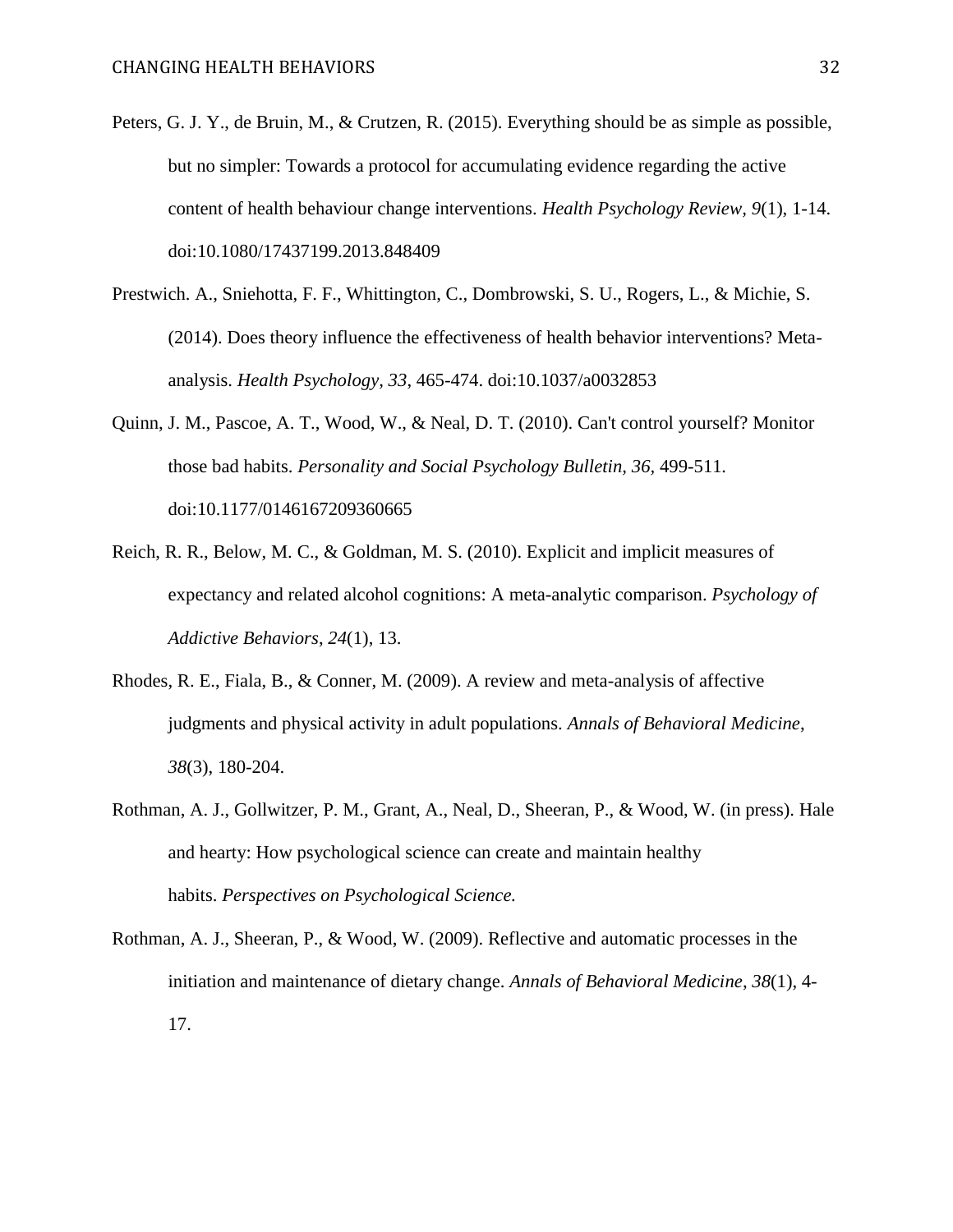Peters, G. J. Y., de Bruin, M., & Crutzen, R. (2015). Everything should be as simple as possible, but no simpler: Towards a protocol for accumulating evidence regarding the active content of health behaviour change interventions. *Health Psychology Review*, *9*(1), 1-14. doi:10.1080/17437199.2013.848409

Prestwich. A., Sniehotta, F. F., Whittington, C., Dombrowski, S. U., Rogers, L., & Michie, S. (2014). Does theory influence the effectiveness of health behavior interventions? Meta-analysis. *Health Psychology*, *33*, 465-474. doi:10.1037/a0032853

Quinn, J. M., Pascoe, A. T., Wood, W., & Neal, D. T. (2010). Can't control yourself? Monitor those bad habits. *Personality and Social Psychology Bulletin, 36*, 499-511. doi:10.1177/0146167209360665

Reich, R. R., Below, M. C., & Goldman, M. S. (2010). Explicit and implicit measures of expectancy and related alcohol cognitions: A meta-analytic comparison. *Psychology of Addictive Behaviors*, *24*(1), 13.

Rhodes, R. E., Fiala, B., & Conner, M. (2009). A review and meta-analysis of affective judgments and physical activity in adult populations. *Annals of Behavioral Medicine*, *38*(3), 180-204.

Rothman, A. J., Gollwitzer, P. M., Grant, A., Neal, D., Sheeran, P., & Wood, W. (in press). Hale and hearty: How psychological science can create and maintain healthy habits. *Perspectives on Psychological Science.*

Rothman, A. J., Sheeran, P., & Wood, W. (2009). Reflective and automatic processes in the initiation and maintenance of dietary change. *Annals of Behavioral Medicine*, *38*(1), 4-17.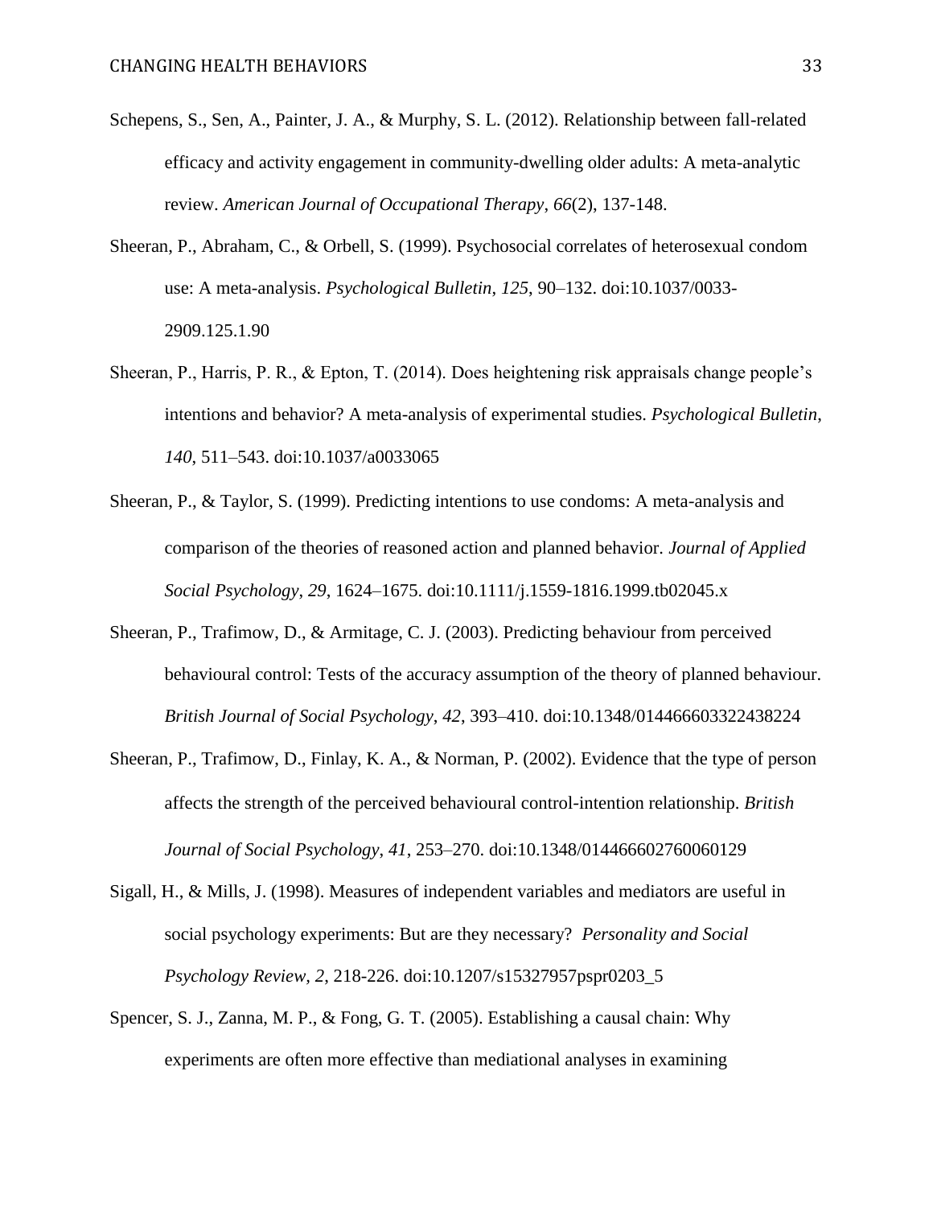Schepens, S., Sen, A., Painter, J. A., & Murphy, S. L. (2012). Relationship between fall-related efficacy and activity engagement in community-dwelling older adults: A meta-analytic review. *American Journal of Occupational Therapy*, *66*(2), 137-148.

Sheeran, P., Abraham, C., & Orbell, S. (1999). Psychosocial correlates of heterosexual condom use: A meta-analysis. *Psychological Bulletin*, *125*, 90–132. doi:10.1037/0033-2909.125.1.90

Sheeran, P., Harris, P. R., & Epton, T. (2014). Does heightening risk appraisals change people's intentions and behavior? A meta-analysis of experimental studies. *Psychological Bulletin*, *140*, 511–543. doi:10.1037/a0033065

Sheeran, P., & Taylor, S. (1999). Predicting intentions to use condoms: A meta-analysis and comparison of the theories of reasoned action and planned behavior. *Journal of Applied Social Psychology*, *29*, 1624–1675. doi:10.1111/j.1559-1816.1999.tb02045.x

Sheeran, P., Trafimow, D., & Armitage, C. J. (2003). Predicting behaviour from perceived behavioural control: Tests of the accuracy assumption of the theory of planned behaviour. *British Journal of Social Psychology*, *42*, 393–410. doi:10.1348/014466603322438224

Sheeran, P., Trafimow, D., Finlay, K. A., & Norman, P. (2002). Evidence that the type of person affects the strength of the perceived behavioural control-intention relationship. *British Journal of Social Psychology*, *41*, 253–270. doi:10.1348/014466602760060129

Sigall, H., & Mills, J. (1998). Measures of independent variables and mediators are useful in social psychology experiments: But are they necessary? *Personality and Social Psychology Review, 2*, 218-226. doi:10.1207/s15327957pspr0203_5

Spencer, S. J., Zanna, M. P., & Fong, G. T. (2005). Establishing a causal chain: Why experiments are often more effective than mediational analyses in examining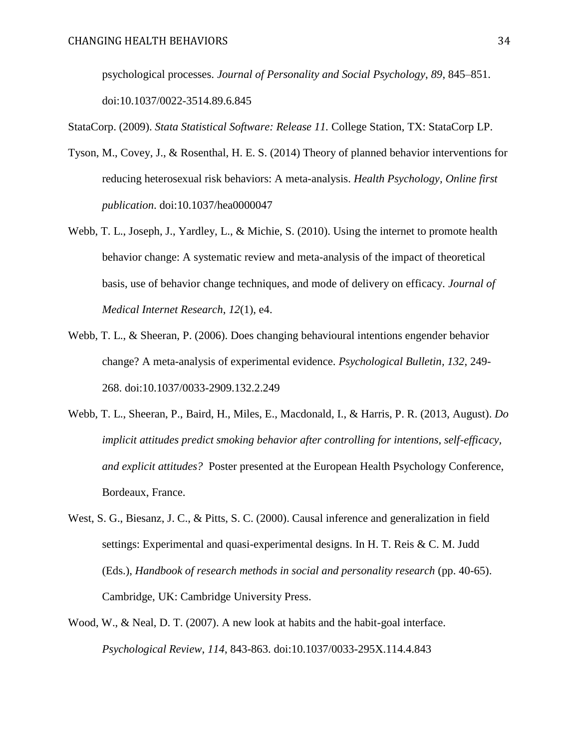psychological processes. *Journal of Personality and Social Psychology*, *89*, 845–851. doi:10.1037/0022-3514.89.6.845

StataCorp. (2009). *Stata Statistical Software: Release 11.* College Station, TX: StataCorp LP.

Tyson, M., Covey, J., & Rosenthal, H. E. S. (2014) Theory of planned behavior interventions for reducing heterosexual risk behaviors: A meta-analysis. *Health Psychology, Online first publication*. doi:10.1037/hea0000047

Webb, T. L., Joseph, J., Yardley, L., & Michie, S. (2010). Using the internet to promote health behavior change: A systematic review and meta-analysis of the impact of theoretical basis, use of behavior change techniques, and mode of delivery on efficacy. *Journal of Medical Internet Research*, *12*(1), e4.

Webb, T. L., & Sheeran, P. (2006). Does changing behavioural intentions engender behavior change? A meta-analysis of experimental evidence. *Psychological Bulletin*, *132*, 249-268. doi:10.1037/0033-2909.132.2.249

Webb, T. L., Sheeran, P., Baird, H., Miles, E., Macdonald, I., & Harris, P. R. (2013, August). *Do implicit attitudes predict smoking behavior after controlling for intentions, self-efficacy, and explicit attitudes?* Poster presented at the European Health Psychology Conference, Bordeaux, France.

West, S. G., Biesanz, J. C., & Pitts, S. C. (2000). Causal inference and generalization in field settings: Experimental and quasi-experimental designs. In H. T. Reis & C. M. Judd (Eds.), *Handbook of research methods in social and personality research* (pp. 40-65). Cambridge, UK: Cambridge University Press.

Wood, W., & Neal, D. T. (2007). A new look at habits and the habit-goal interface. *Psychological Review*, *114*, 843-863. doi:10.1037/0033-295X.114.4.843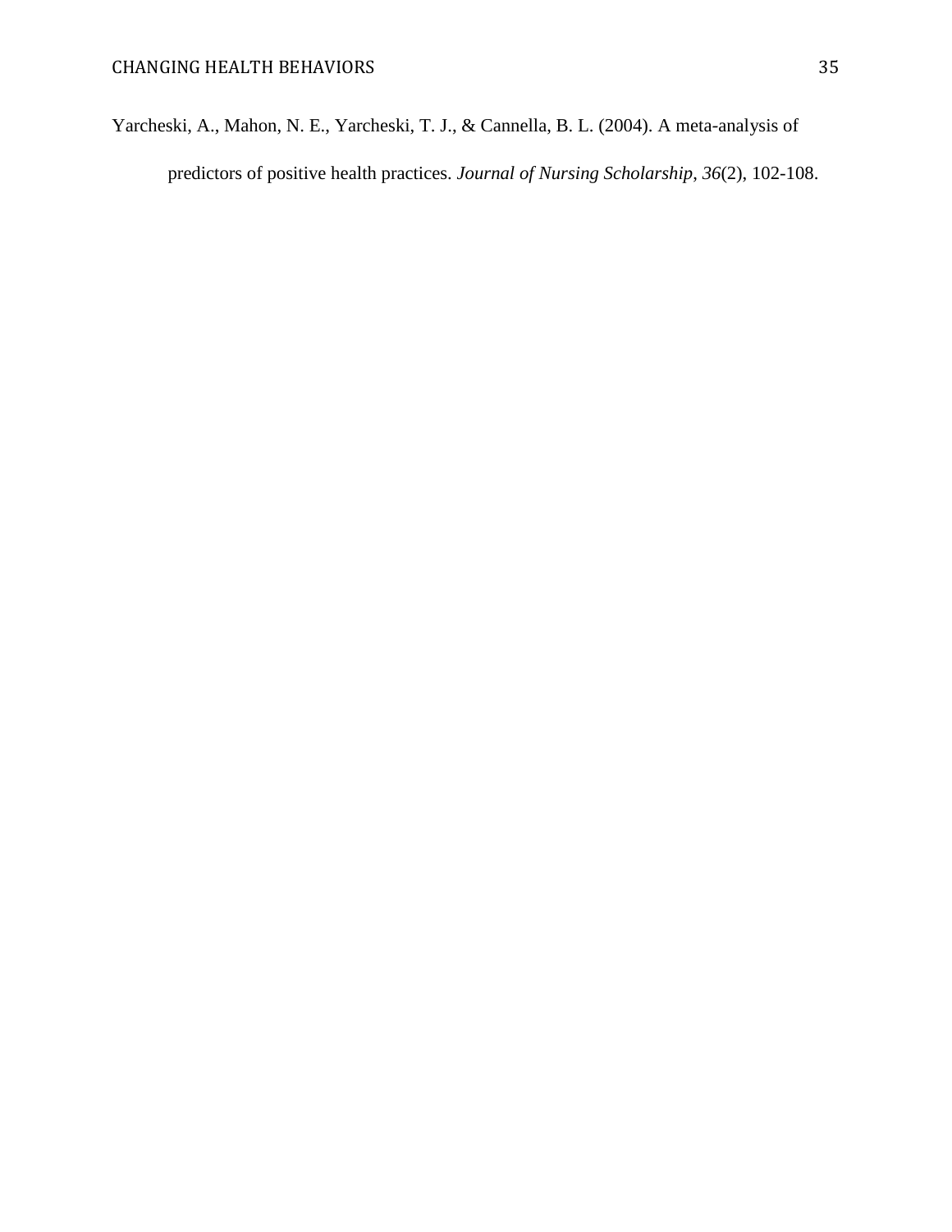Yarcheski, A., Mahon, N. E., Yarcheski, T. J., & Cannella, B. L. (2004). A meta-analysis of predictors of positive health practices. *Journal of Nursing Scholarship*, *36*(2), 102-108.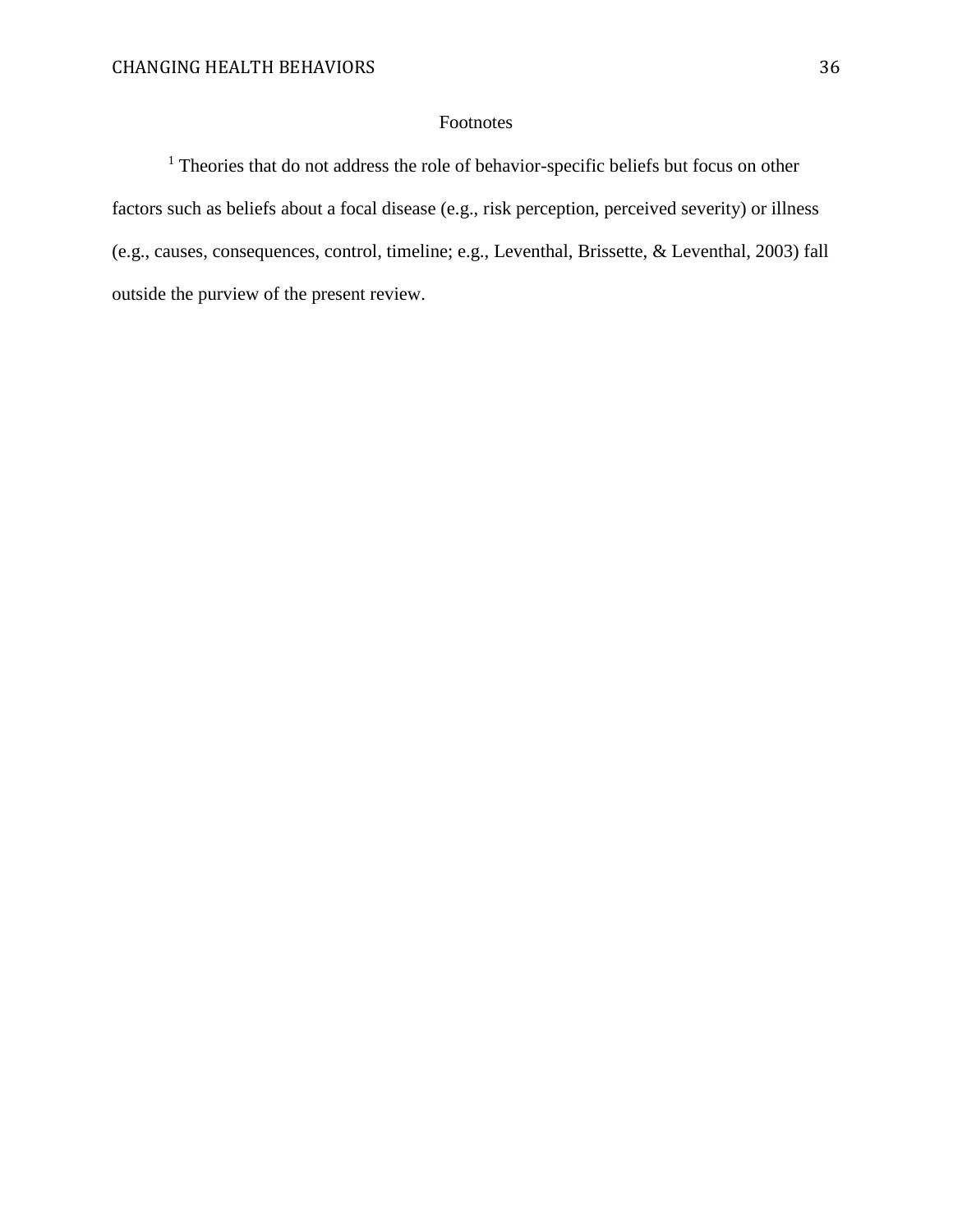# Footnotes

[1] Theories that do not address the role of behavior-specific beliefs but focus on other factors such as beliefs about a focal disease (e.g., risk perception, perceived severity) or illness (e.g., causes, consequences, control, timeline; e.g., Leventhal, Brissette, & Leventhal, 2003) fall outside the purview of the present review.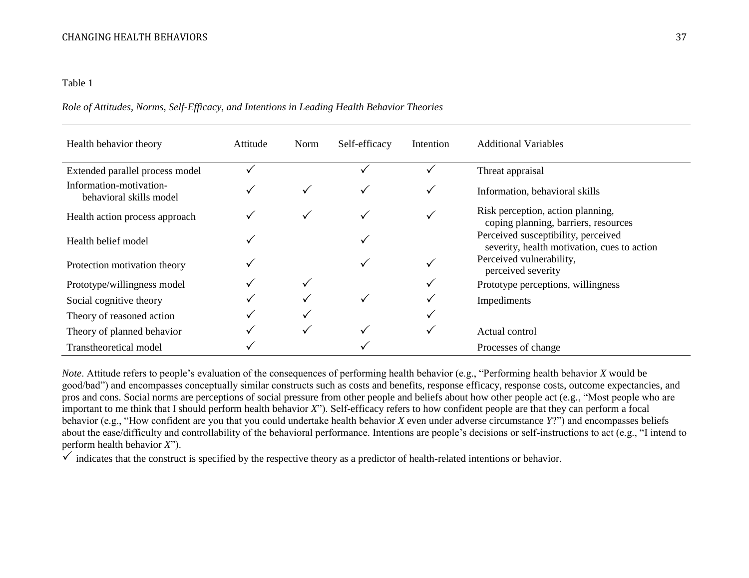Table 1

*Role of Attitudes, Norms, Self-Efficacy, and Intentions in Leading Health Behavior Theories*

| Health behavior theory | Attitude | Norm | Self-efficacy | Intention | Additional Variables |
|---|---|---|---|---|---|
| Extended parallel process model | ✓ | | ✓ | ✓ | Threat appraisal |
| Information-motivation-behavioral skills model | ✓ | ✓ | ✓ | ✓ | Information, behavioral skills |
| Health action process approach | ✓ | ✓ | ✓ | ✓ | Risk perception, action planning, coping planning, barriers, resources |
| Health belief model | ✓ | | ✓ | | Perceived susceptibility, perceived severity, health motivation, cues to action |
| Protection motivation theory | ✓ | | ✓ | ✓ | Perceived vulnerability, perceived severity |
| Prototype/willingness model | ✓ | ✓ | | ✓ | Prototype perceptions, willingness |
| Social cognitive theory | ✓ | ✓ | ✓ | ✓ | Impediments |
| Theory of reasoned action | ✓ | ✓ | | ✓ | |
| Theory of planned behavior | ✓ | ✓ | ✓ | ✓ | Actual control |
| Transtheoretical model | ✓ | | ✓ | | Processes of change |

*Note*. Attitude refers to people's evaluation of the consequences of performing health behavior (e.g., "Performing health behavior *X* would be good/bad") and encompasses conceptually similar constructs such as costs and benefits, response efficacy, response costs, outcome expectancies, and pros and cons. Social norms are perceptions of social pressure from other people and beliefs about how other people act (e.g., "Most people who are important to me think that I should perform health behavior *X*"). Self-efficacy refers to how confident people are that they can perform a focal behavior (e.g., "How confident are you that you could undertake health behavior *X* even under adverse circumstance *Y*?") and encompasses beliefs about the ease/difficulty and controllability of the behavioral performance. Intentions are people's decisions or self-instructions to act (e.g., "I intend to perform health behavior *X*").

✓ indicates that the construct is specified by the respective theory as a predictor of health-related intentions or behavior.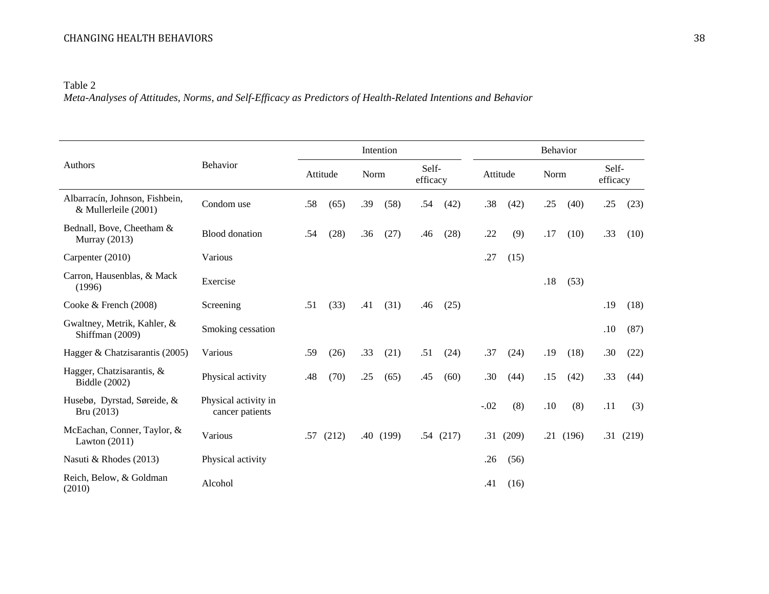Table 2

*Meta-Analyses of Attitudes, Norms, and Self-Efficacy as Predictors of Health-Related Intentions and Behavior*

| Authors | Behavior | Intention | | | | | | Behavior | | | | | |
|---|---|---|---|---|---|---|---|---|---|---|---|---|---|
| | | Attitude | | Norm | | Self-efficacy | | Attitude | | Norm | | Self-efficacy | |
| Albarracín, Johnson, Fishbein, & Mullerleile (2001) | Condom use | .58 | (65) | .39 | (58) | .54 | (42) | .38 | (42) | .25 | (40) | .25 | (23) |
| Bednall, Bove, Cheetham & Murray (2013) | Blood donation | .54 | (28) | .36 | (27) | .46 | (28) | .22 | (9) | .17 | (10) | .33 | (10) |
| Carpenter (2010) | Various | | | | | | | .27 | (15) | | | | |
| Carron, Hausenblas, & Mack (1996) | Exercise | | | | | | | | | .18 | (53) | | |
| Cooke & French (2008) | Screening | .51 | (33) | .41 | (31) | .46 | (25) | | | | | .19 | (18) |
| Gwaltney, Metrik, Kahler, & Shiffman (2009) | Smoking cessation | | | | | | | | | | | .10 | (87) |
| Hagger & Chatzisarantis (2005) | Various | .59 | (26) | .33 | (21) | .51 | (24) | .37 | (24) | .19 | (18) | .30 | (22) |
| Hagger, Chatzisarantis, & Biddle (2002) | Physical activity | .48 | (70) | .25 | (65) | .45 | (60) | .30 | (44) | .15 | (42) | .33 | (44) |
| Husebø, Dyrstad, Søreide, & Bru (2013) | Physical activity in cancer patients | | | | | | | -.02 | (8) | .10 | (8) | .11 | (3) |
| McEachan, Conner, Taylor, & Lawton (2011) | Various | .57 | (212) | .40 | (199) | .54 | (217) | .31 | (209) | .21 | (196) | .31 | (219) |
| Nasuti & Rhodes (2013) | Physical activity | | | | | | | .26 | (56) | | | | |
| Reich, Below, & Goldman (2010) | Alcohol | | | | | | | .41 | (16) | | | | |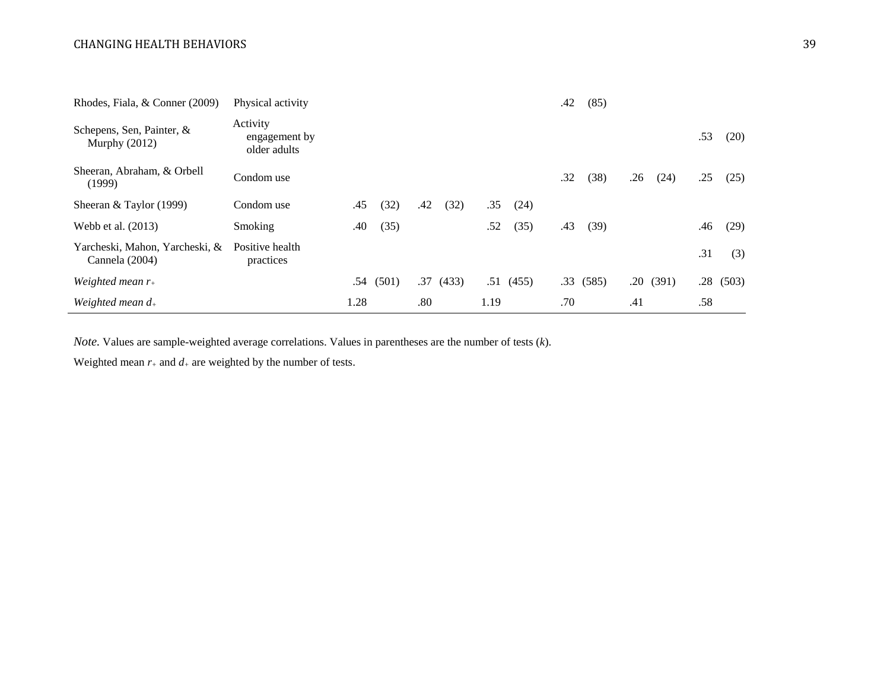| Study | Behavior | | | | | | |
|---|---|---|---|---|---|---|---|
| Rhodes, Fiala, & Conner (2009) | Physical activity | | | | .42 (85) | | |
| Schepens, Sen, Painter, & Murphy (2012) | Activity engagement by older adults | | | | | | .53 (20) |
| Sheeran, Abraham, & Orbell (1999) | Condom use | | | | .32 (38) | .26 (24) | .25 (25) |
| Sheeran & Taylor (1999) | Condom use | .45 (32) | .42 (32) | .35 (24) | | | |
| Webb et al. (2013) | Smoking | .40 (35) | | .52 (35) | .43 (39) | | .46 (29) |
| Yarcheski, Mahon, Yarcheski, & Cannela (2004) | Positive health practices | | | | | | .31 (3) |
| *Weighted mean $r_+$* | | .54 (501) | .37 (433) | .51 (455) | .33 (585) | .20 (391) | .28 (503) |
| *Weighted mean $d_+$* | | 1.28 | .80 | 1.19 | .70 | .41 | .58 |

*Note.* Values are sample-weighted average correlations. Values in parentheses are the number of tests ($k$).

Weighted mean $r_+$ and $d_+$ are weighted by the number of tests.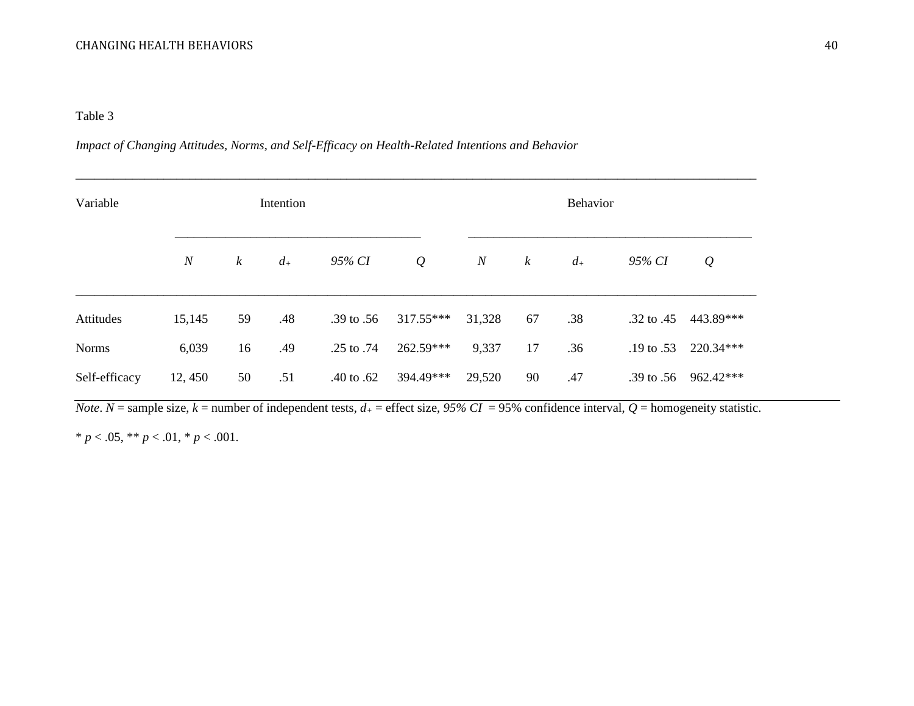Table 3

*Impact of Changing Attitudes, Norms, and Self-Efficacy on Health-Related Intentions and Behavior*

| Variable | Intention | | | | | Behavior | | | | |
|---|---|---|---|---|---|---|---|---|---|---|
| | *N* | *k* | $d_+$ | *95% CI* | *Q* | *N* | *k* | $d_+$ | *95% CI* | *Q* |
| Attitudes | 15,145 | 59 | .48 | .39 to .56 | 317.55*** | 31,328 | 67 | .38 | .32 to .45 | 443.89*** |
| Norms | 6,039 | 16 | .49 | .25 to .74 | 262.59*** | 9,337 | 17 | .36 | .19 to .53 | 220.34*** |
| Self-efficacy | 12, 450 | 50 | .51 | .40 to .62 | 394.49*** | 29,520 | 90 | .47 | .39 to .56 | 962.42*** |

*Note*. $N$ = sample size, $k$ = number of independent tests, $d_+$ = effect size, *95% CI* = 95% confidence interval, $Q$ = homogeneity statistic.

* $p < .05$, ** $p < .01$, * $p < .001$.